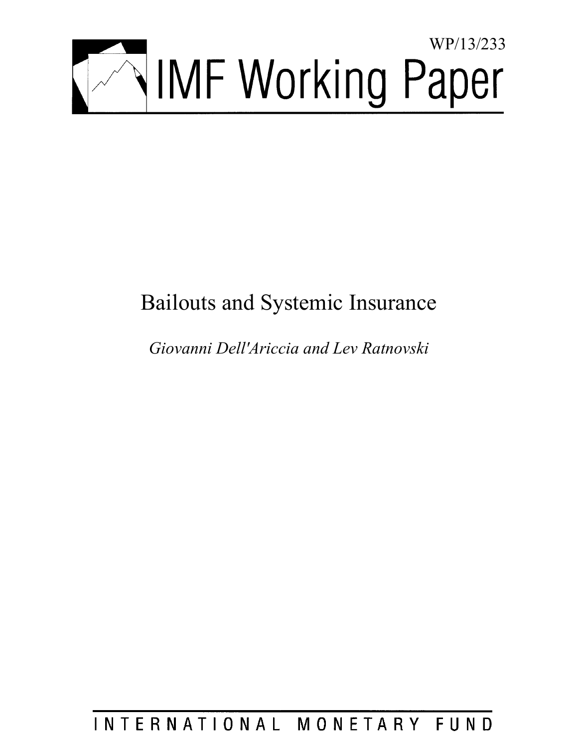WP/13/233

# IMF Working Paper

# Bailouts and Systemic Insurance

*Giovanni Dell'Ariccia and Lev Ratnovski*

INTERNATIONAL MONETARY FUND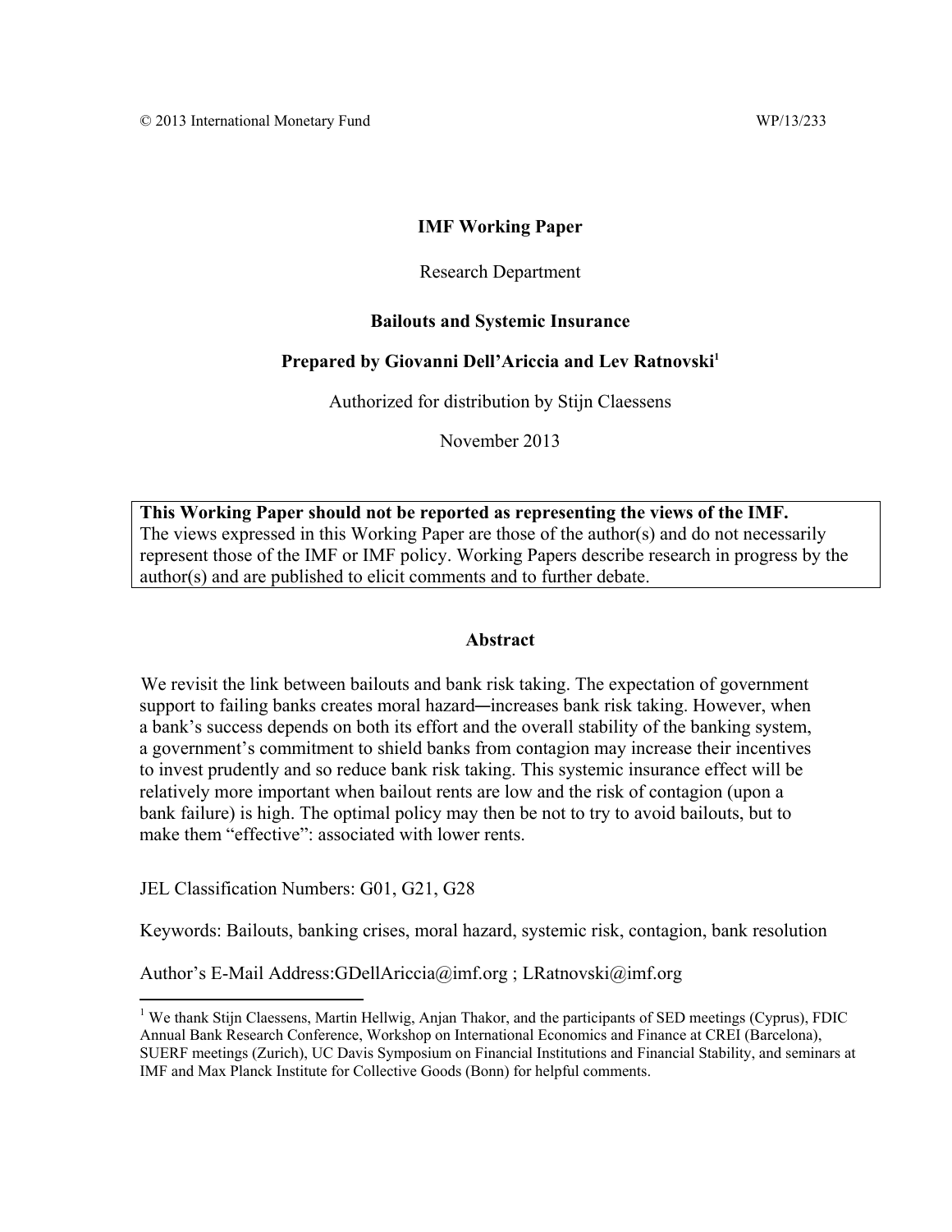© 2013 International Monetary Fund WP/13/233

**IMF Working Paper**

Research Department

**Bailouts and Systemic Insurance**

**Prepared by Giovanni Dell'Ariccia and Lev Ratnovski**[1]

Authorized for distribution by Stijn Claessens

November 2013

**This Working Paper should not be reported as representing the views of the IMF.**
The views expressed in this Working Paper are those of the author(s) and do not necessarily represent those of the IMF or IMF policy. Working Papers describe research in progress by the author(s) and are published to elicit comments and to further debate.

**Abstract**

We revisit the link between bailouts and bank risk taking. The expectation of government support to failing banks creates moral hazard—increases bank risk taking. However, when a bank's success depends on both its effort and the overall stability of the banking system, a government's commitment to shield banks from contagion may increase their incentives to invest prudently and so reduce bank risk taking. This systemic insurance effect will be relatively more important when bailout rents are low and the risk of contagion (upon a bank failure) is high. The optimal policy may then be not to try to avoid bailouts, but to make them "effective": associated with lower rents.

JEL Classification Numbers: G01, G21, G28

Keywords: Bailouts, banking crises, moral hazard, systemic risk, contagion, bank resolution

Author's E-Mail Address:GDellAriccia@imf.org ; LRatnovski@imf.org

[1] We thank Stijn Claessens, Martin Hellwig, Anjan Thakor, and the participants of SED meetings (Cyprus), FDIC Annual Bank Research Conference, Workshop on International Economics and Finance at CREI (Barcelona), SUERF meetings (Zurich), UC Davis Symposium on Financial Institutions and Financial Stability, and seminars at IMF and Max Planck Institute for Collective Goods (Bonn) for helpful comments.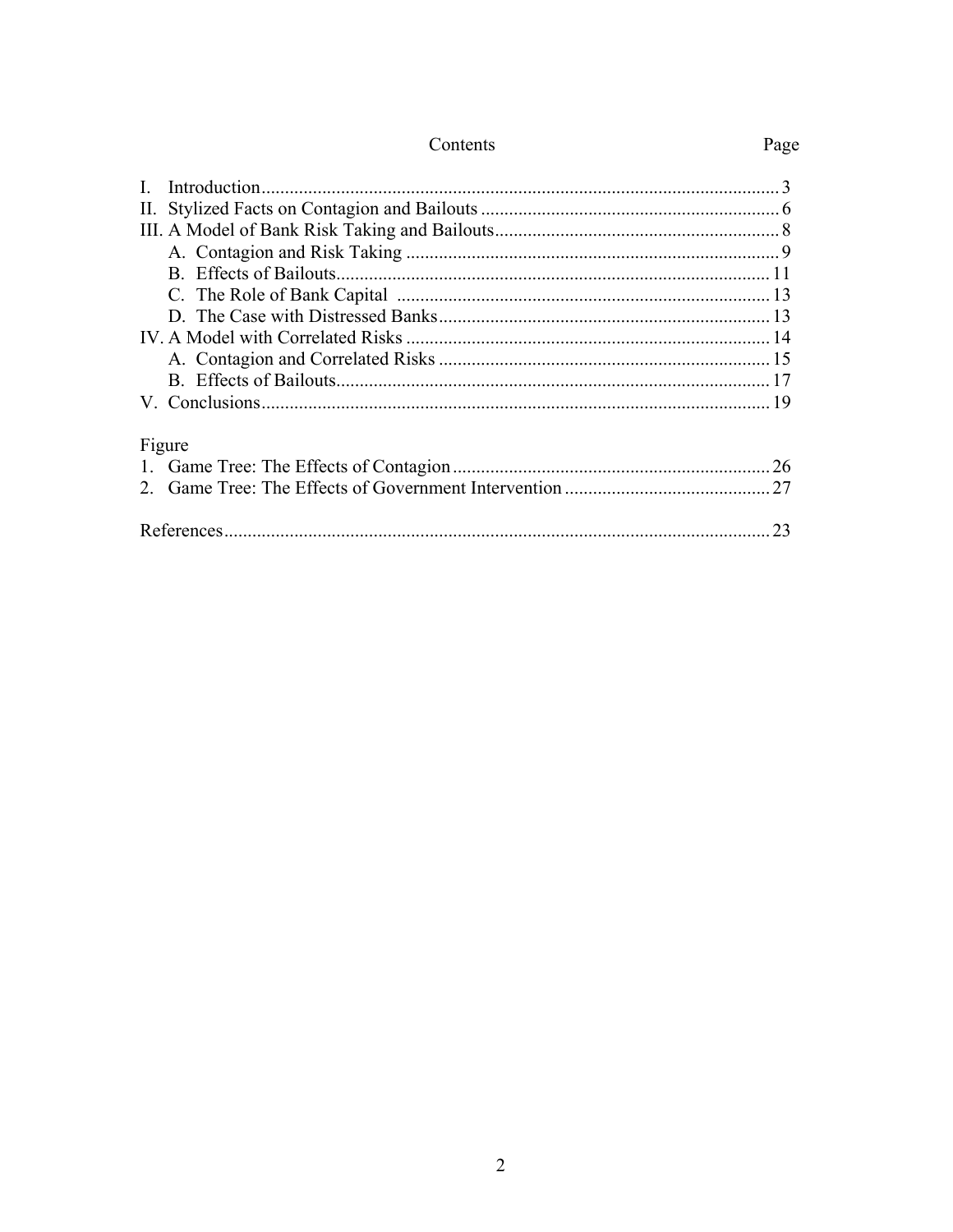# Contents

| | Page |
|---|---|
| I. Introduction | 3 |
| II. Stylized Facts on Contagion and Bailouts | 6 |
| III. A Model of Bank Risk Taking and Bailouts | 8 |
| A. Contagion and Risk Taking | 9 |
| B. Effects of Bailouts | 11 |
| C. The Role of Bank Capital | 13 |
| D. The Case with Distressed Banks | 13 |
| IV. A Model with Correlated Risks | 14 |
| A. Contagion and Correlated Risks | 15 |
| B. Effects of Bailouts | 17 |
| V. Conclusions | 19 |
| **Figure** | |
| 1. Game Tree: The Effects of Contagion | 26 |
| 2. Game Tree: The Effects of Government Intervention | 27 |
| References | 23 |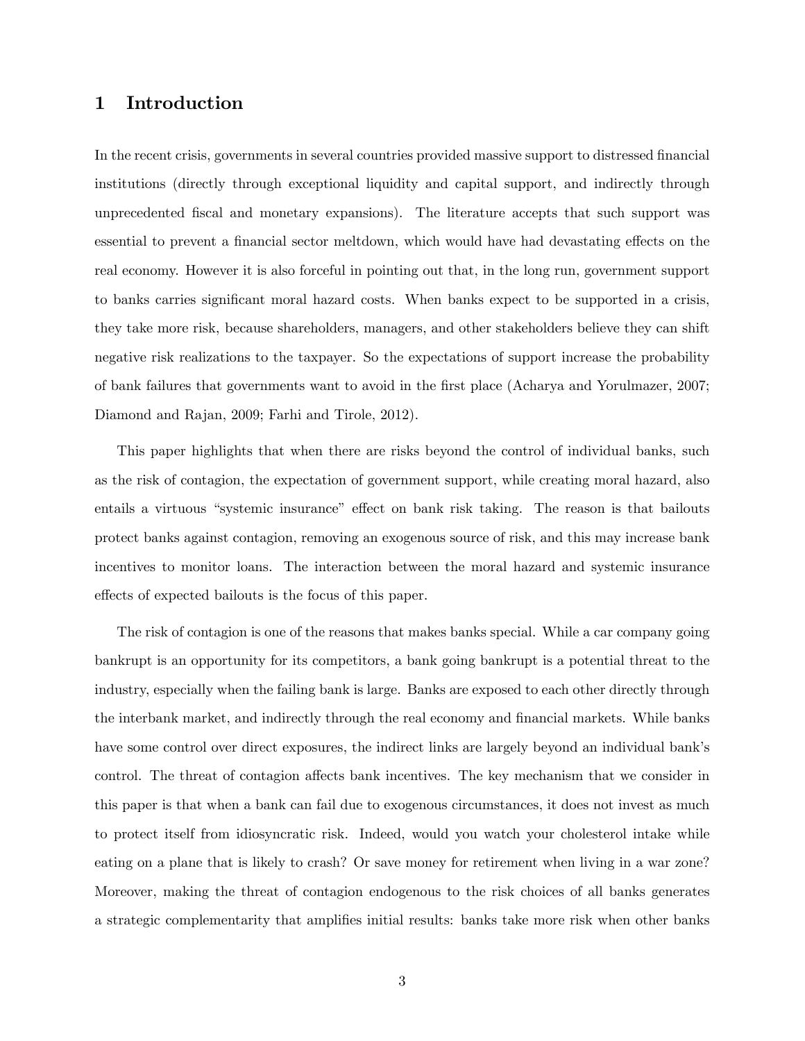# 1 Introduction

In the recent crisis, governments in several countries provided massive support to distressed financial institutions (directly through exceptional liquidity and capital support, and indirectly through unprecedented fiscal and monetary expansions). The literature accepts that such support was essential to prevent a financial sector meltdown, which would have had devastating effects on the real economy. However it is also forceful in pointing out that, in the long run, government support to banks carries significant moral hazard costs. When banks expect to be supported in a crisis, they take more risk, because shareholders, managers, and other stakeholders believe they can shift negative risk realizations to the taxpayer. So the expectations of support increase the probability of bank failures that governments want to avoid in the first place (Acharya and Yorulmazer, 2007; Diamond and Rajan, 2009; Farhi and Tirole, 2012).

This paper highlights that when there are risks beyond the control of individual banks, such as the risk of contagion, the expectation of government support, while creating moral hazard, also entails a virtuous "systemic insurance" effect on bank risk taking. The reason is that bailouts protect banks against contagion, removing an exogenous source of risk, and this may increase bank incentives to monitor loans. The interaction between the moral hazard and systemic insurance effects of expected bailouts is the focus of this paper.

The risk of contagion is one of the reasons that makes banks special. While a car company going bankrupt is an opportunity for its competitors, a bank going bankrupt is a potential threat to the industry, especially when the failing bank is large. Banks are exposed to each other directly through the interbank market, and indirectly through the real economy and financial markets. While banks have some control over direct exposures, the indirect links are largely beyond an individual bank's control. The threat of contagion affects bank incentives. The key mechanism that we consider in this paper is that when a bank can fail due to exogenous circumstances, it does not invest as much to protect itself from idiosyncratic risk. Indeed, would you watch your cholesterol intake while eating on a plane that is likely to crash? Or save money for retirement when living in a war zone? Moreover, making the threat of contagion endogenous to the risk choices of all banks generates a strategic complementarity that amplifies initial results: banks take more risk when other banks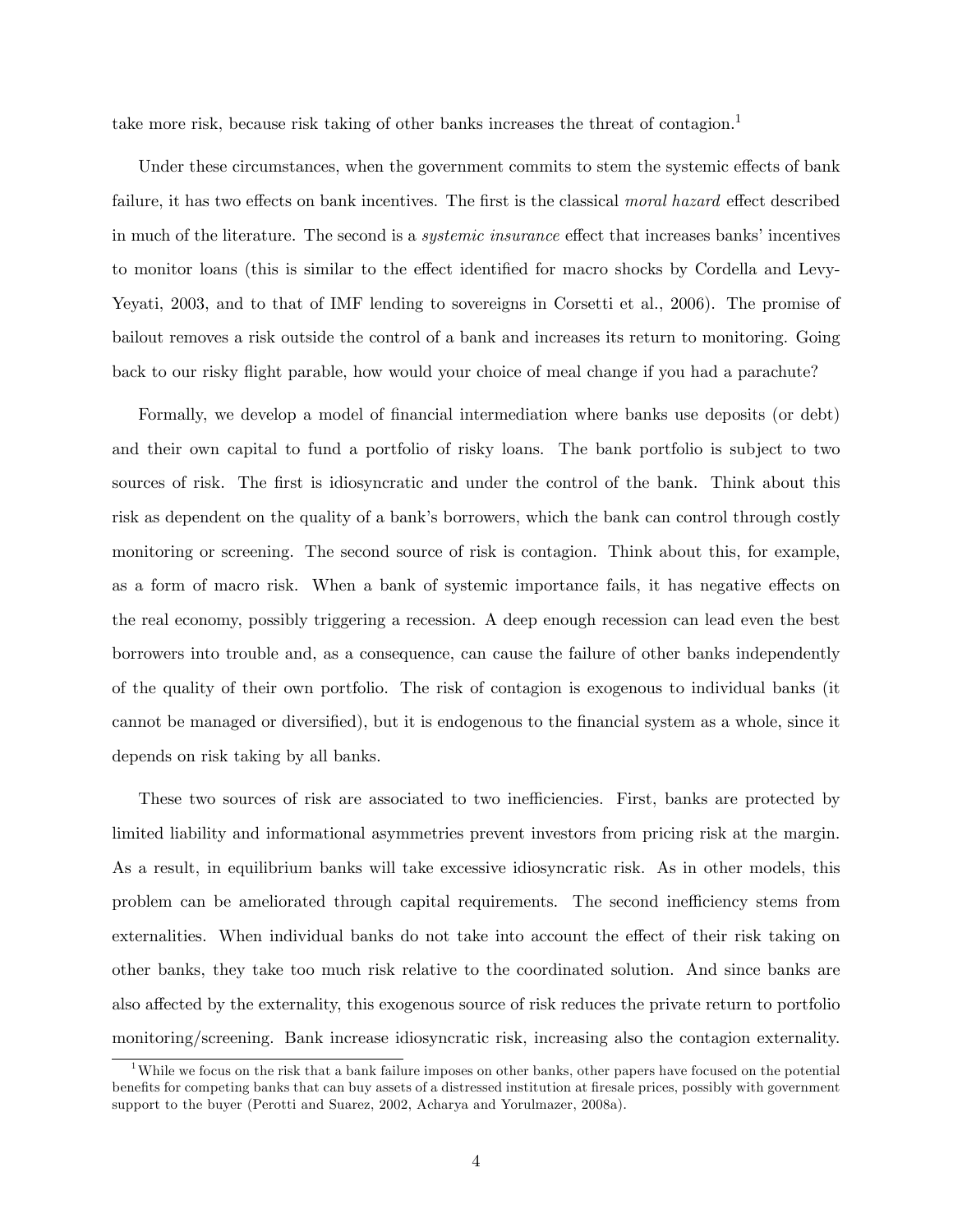take more risk, because risk taking of other banks increases the threat of contagion.[1]

Under these circumstances, when the government commits to stem the systemic effects of bank failure, it has two effects on bank incentives. The first is the classical *moral hazard* effect described in much of the literature. The second is a *systemic insurance* effect that increases banks' incentives to monitor loans (this is similar to the effect identified for macro shocks by Cordella and Levy-Yeyati, 2003, and to that of IMF lending to sovereigns in Corsetti et al., 2006). The promise of bailout removes a risk outside the control of a bank and increases its return to monitoring. Going back to our risky flight parable, how would your choice of meal change if you had a parachute?

Formally, we develop a model of financial intermediation where banks use deposits (or debt) and their own capital to fund a portfolio of risky loans. The bank portfolio is subject to two sources of risk. The first is idiosyncratic and under the control of the bank. Think about this risk as dependent on the quality of a bank's borrowers, which the bank can control through costly monitoring or screening. The second source of risk is contagion. Think about this, for example, as a form of macro risk. When a bank of systemic importance fails, it has negative effects on the real economy, possibly triggering a recession. A deep enough recession can lead even the best borrowers into trouble and, as a consequence, can cause the failure of other banks independently of the quality of their own portfolio. The risk of contagion is exogenous to individual banks (it cannot be managed or diversified), but it is endogenous to the financial system as a whole, since it depends on risk taking by all banks.

These two sources of risk are associated to two inefficiencies. First, banks are protected by limited liability and informational asymmetries prevent investors from pricing risk at the margin. As a result, in equilibrium banks will take excessive idiosyncratic risk. As in other models, this problem can be ameliorated through capital requirements. The second inefficiency stems from externalities. When individual banks do not take into account the effect of their risk taking on other banks, they take too much risk relative to the coordinated solution. And since banks are also affected by the externality, this exogenous source of risk reduces the private return to portfolio monitoring/screening. Bank increase idiosyncratic risk, increasing also the contagion externality.

[1] While we focus on the risk that a bank failure imposes on other banks, other papers have focused on the potential benefits for competing banks that can buy assets of a distressed institution at firesale prices, possibly with government support to the buyer (Perotti and Suarez, 2002, Acharya and Yorulmazer, 2008a).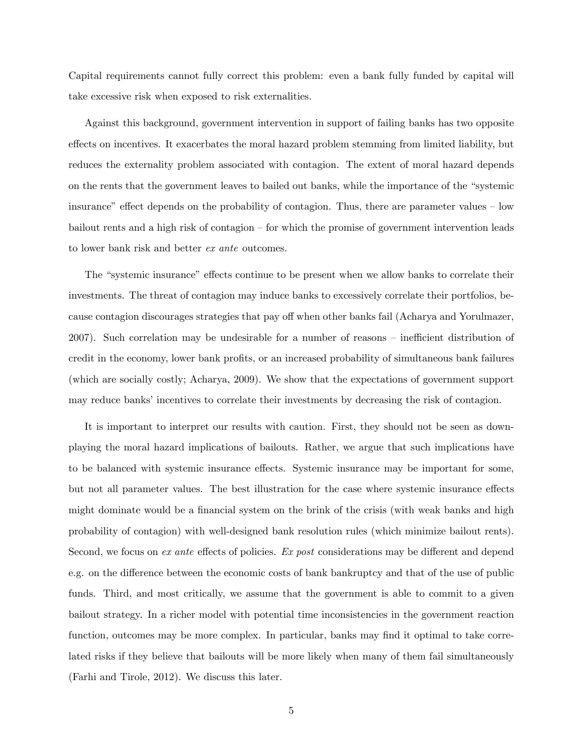Capital requirements cannot fully correct this problem: even a bank fully funded by capital will take excessive risk when exposed to risk externalities.

Against this background, government intervention in support of failing banks has two opposite effects on incentives. It exacerbates the moral hazard problem stemming from limited liability, but reduces the externality problem associated with contagion. The extent of moral hazard depends on the rents that the government leaves to bailed out banks, while the importance of the "systemic insurance" effect depends on the probability of contagion. Thus, there are parameter values – low bailout rents and a high risk of contagion – for which the promise of government intervention leads to lower bank risk and better *ex ante* outcomes.

The "systemic insurance" effects continue to be present when we allow banks to correlate their investments. The threat of contagion may induce banks to excessively correlate their portfolios, because contagion discourages strategies that pay off when other banks fail (Acharya and Yorulmazer, 2007). Such correlation may be undesirable for a number of reasons – inefficient distribution of credit in the economy, lower bank profits, or an increased probability of simultaneous bank failures (which are socially costly; Acharya, 2009). We show that the expectations of government support may reduce banks' incentives to correlate their investments by decreasing the risk of contagion.

It is important to interpret our results with caution. First, they should not be seen as downplaying the moral hazard implications of bailouts. Rather, we argue that such implications have to be balanced with systemic insurance effects. Systemic insurance may be important for some, but not all parameter values. The best illustration for the case where systemic insurance effects might dominate would be a financial system on the brink of the crisis (with weak banks and high probability of contagion) with well-designed bank resolution rules (which minimize bailout rents). Second, we focus on *ex ante* effects of policies. *Ex post* considerations may be different and depend e.g. on the difference between the economic costs of bank bankruptcy and that of the use of public funds. Third, and most critically, we assume that the government is able to commit to a given bailout strategy. In a richer model with potential time inconsistencies in the government reaction function, outcomes may be more complex. In particular, banks may find it optimal to take correlated risks if they believe that bailouts will be more likely when many of them fail simultaneously (Farhi and Tirole, 2012). We discuss this later.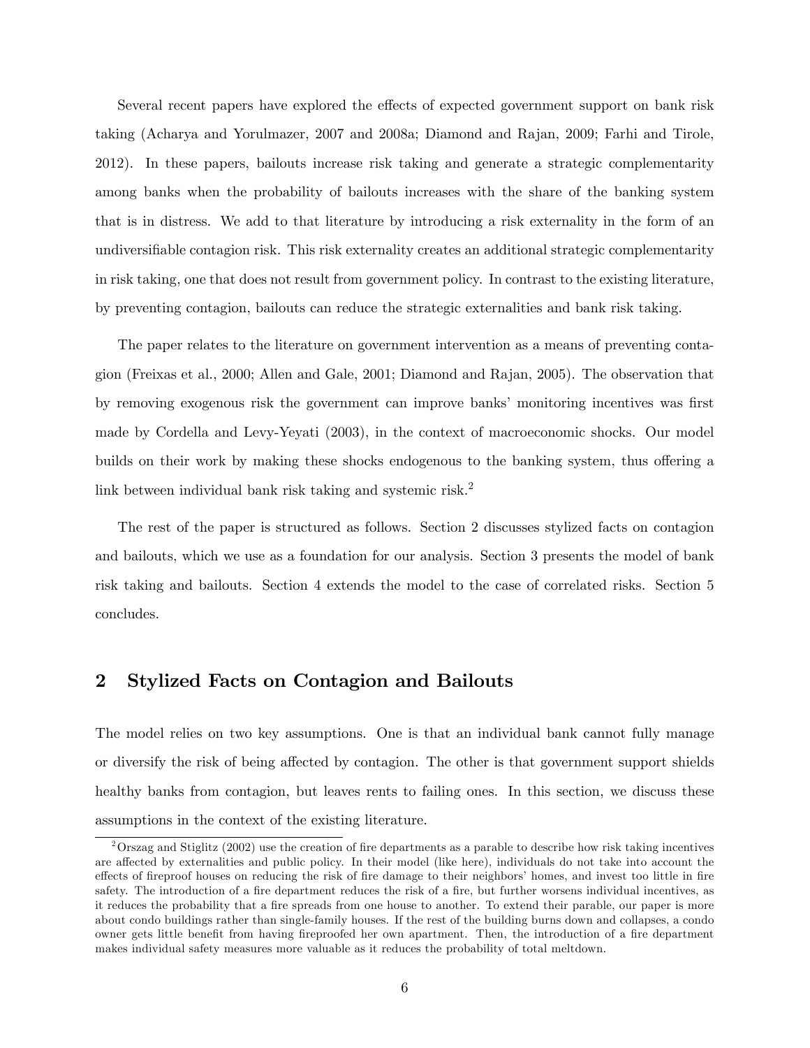Several recent papers have explored the effects of expected government support on bank risk taking (Acharya and Yorulmazer, 2007 and 2008a; Diamond and Rajan, 2009; Farhi and Tirole, 2012). In these papers, bailouts increase risk taking and generate a strategic complementarity among banks when the probability of bailouts increases with the share of the banking system that is in distress. We add to that literature by introducing a risk externality in the form of an undiversifiable contagion risk. This risk externality creates an additional strategic complementarity in risk taking, one that does not result from government policy. In contrast to the existing literature, by preventing contagion, bailouts can reduce the strategic externalities and bank risk taking.

The paper relates to the literature on government intervention as a means of preventing contagion (Freixas et al., 2000; Allen and Gale, 2001; Diamond and Rajan, 2005). The observation that by removing exogenous risk the government can improve banks' monitoring incentives was first made by Cordella and Levy-Yeyati (2003), in the context of macroeconomic shocks. Our model builds on their work by making these shocks endogenous to the banking system, thus offering a link between individual bank risk taking and systemic risk.[2]

The rest of the paper is structured as follows. Section 2 discusses stylized facts on contagion and bailouts, which we use as a foundation for our analysis. Section 3 presents the model of bank risk taking and bailouts. Section 4 extends the model to the case of correlated risks. Section 5 concludes.

## 2 Stylized Facts on Contagion and Bailouts

The model relies on two key assumptions. One is that an individual bank cannot fully manage or diversify the risk of being affected by contagion. The other is that government support shields healthy banks from contagion, but leaves rents to failing ones. In this section, we discuss these assumptions in the context of the existing literature.

[2] Orszag and Stiglitz (2002) use the creation of fire departments as a parable to describe how risk taking incentives are affected by externalities and public policy. In their model (like here), individuals do not take into account the effects of fireproof houses on reducing the risk of fire damage to their neighbors' homes, and invest too little in fire safety. The introduction of a fire department reduces the risk of a fire, but further worsens individual incentives, as it reduces the probability that a fire spreads from one house to another. To extend their parable, our paper is more about condo buildings rather than single-family houses. If the rest of the building burns down and collapses, a condo owner gets little benefit from having fireproofed her own apartment. Then, the introduction of a fire department makes individual safety measures more valuable as it reduces the probability of total meltdown.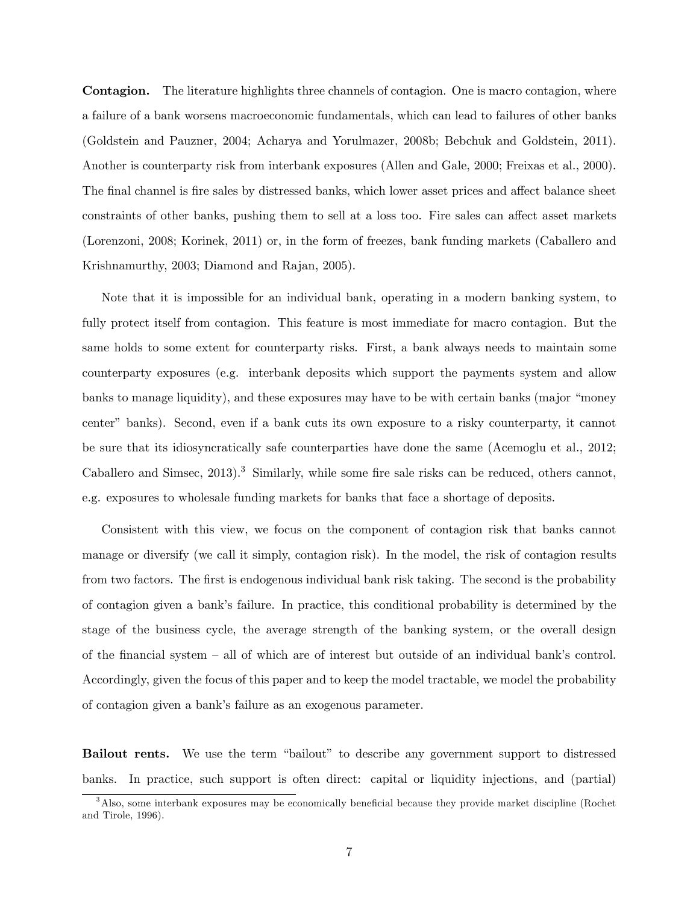**Contagion.** The literature highlights three channels of contagion. One is macro contagion, where a failure of a bank worsens macroeconomic fundamentals, which can lead to failures of other banks (Goldstein and Pauzner, 2004; Acharya and Yorulmazer, 2008b; Bebchuk and Goldstein, 2011). Another is counterparty risk from interbank exposures (Allen and Gale, 2000; Freixas et al., 2000). The final channel is fire sales by distressed banks, which lower asset prices and affect balance sheet constraints of other banks, pushing them to sell at a loss too. Fire sales can affect asset markets (Lorenzoni, 2008; Korinek, 2011) or, in the form of freezes, bank funding markets (Caballero and Krishnamurthy, 2003; Diamond and Rajan, 2005).

Note that it is impossible for an individual bank, operating in a modern banking system, to fully protect itself from contagion. This feature is most immediate for macro contagion. But the same holds to some extent for counterparty risks. First, a bank always needs to maintain some counterparty exposures (e.g. interbank deposits which support the payments system and allow banks to manage liquidity), and these exposures may have to be with certain banks (major "money center" banks). Second, even if a bank cuts its own exposure to a risky counterparty, it cannot be sure that its idiosyncratically safe counterparties have done the same (Acemoglu et al., 2012; Caballero and Simsec, 2013).[3] Similarly, while some fire sale risks can be reduced, others cannot, e.g. exposures to wholesale funding markets for banks that face a shortage of deposits.

Consistent with this view, we focus on the component of contagion risk that banks cannot manage or diversify (we call it simply, contagion risk). In the model, the risk of contagion results from two factors. The first is endogenous individual bank risk taking. The second is the probability of contagion given a bank's failure. In practice, this conditional probability is determined by the stage of the business cycle, the average strength of the banking system, or the overall design of the financial system – all of which are of interest but outside of an individual bank's control. Accordingly, given the focus of this paper and to keep the model tractable, we model the probability of contagion given a bank's failure as an exogenous parameter.

**Bailout rents.** We use the term "bailout" to describe any government support to distressed banks. In practice, such support is often direct: capital or liquidity injections, and (partial)

[3] Also, some interbank exposures may be economically beneficial because they provide market discipline (Rochet and Tirole, 1996).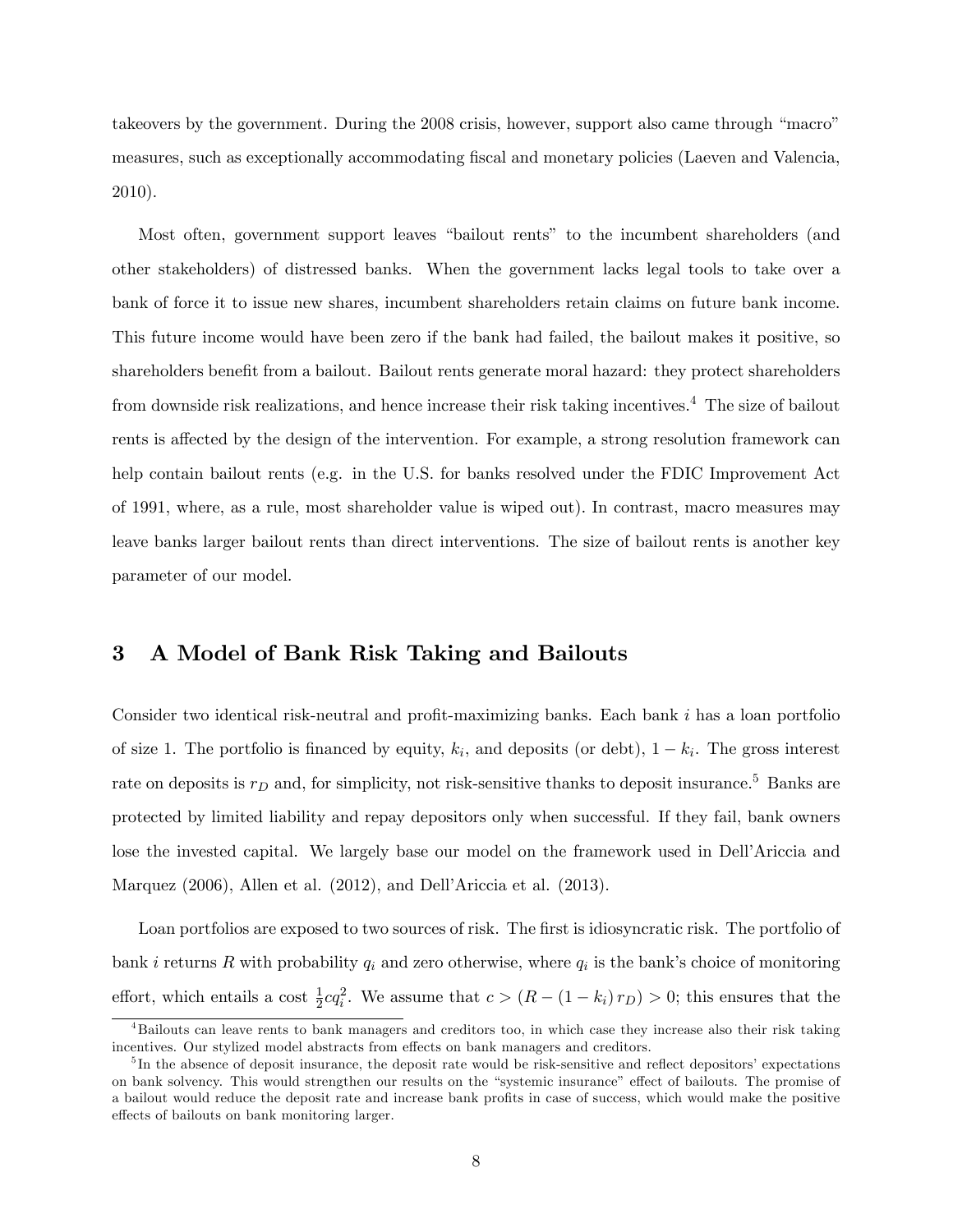takeovers by the government. During the 2008 crisis, however, support also came through "macro" measures, such as exceptionally accommodating fiscal and monetary policies (Laeven and Valencia, 2010).

Most often, government support leaves "bailout rents" to the incumbent shareholders (and other stakeholders) of distressed banks. When the government lacks legal tools to take over a bank of force it to issue new shares, incumbent shareholders retain claims on future bank income. This future income would have been zero if the bank had failed, the bailout makes it positive, so shareholders benefit from a bailout. Bailout rents generate moral hazard: they protect shareholders from downside risk realizations, and hence increase their risk taking incentives.[4] The size of bailout rents is affected by the design of the intervention. For example, a strong resolution framework can help contain bailout rents (e.g. in the U.S. for banks resolved under the FDIC Improvement Act of 1991, where, as a rule, most shareholder value is wiped out). In contrast, macro measures may leave banks larger bailout rents than direct interventions. The size of bailout rents is another key parameter of our model.

# 3 A Model of Bank Risk Taking and Bailouts

Consider two identical risk-neutral and profit-maximizing banks. Each bank $i$ has a loan portfolio of size 1. The portfolio is financed by equity, $k_i$, and deposits (or debt), $1 - k_i$. The gross interest rate on deposits is $r_D$ and, for simplicity, not risk-sensitive thanks to deposit insurance.[5] Banks are protected by limited liability and repay depositors only when successful. If they fail, bank owners lose the invested capital. We largely base our model on the framework used in Dell'Ariccia and Marquez (2006), Allen et al. (2012), and Dell'Ariccia et al. (2013).

Loan portfolios are exposed to two sources of risk. The first is idiosyncratic risk. The portfolio of bank $i$ returns $R$ with probability $q_i$ and zero otherwise, where $q_i$ is the bank's choice of monitoring effort, which entails a cost $\frac{1}{2}cq_i^2$. We assume that $c > (R - (1 - k_i) r_D) > 0$; this ensures that the

[4] Bailouts can leave rents to bank managers and creditors too, in which case they increase also their risk taking incentives. Our stylized model abstracts from effects on bank managers and creditors.

[5] In the absence of deposit insurance, the deposit rate would be risk-sensitive and reflect depositors' expectations on bank solvency. This would strengthen our results on the "systemic insurance" effect of bailouts. The promise of a bailout would reduce the deposit rate and increase bank profits in case of success, which would make the positive effects of bailouts on bank monitoring larger.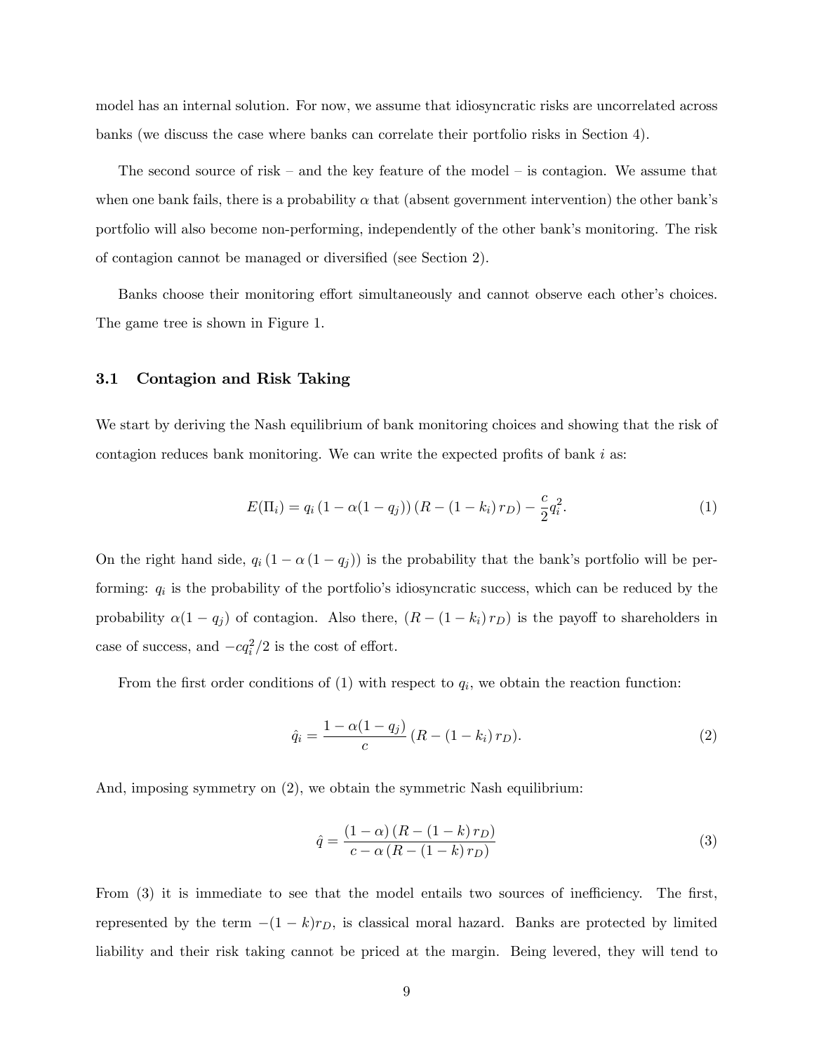model has an internal solution. For now, we assume that idiosyncratic risks are uncorrelated across banks (we discuss the case where banks can correlate their portfolio risks in Section 4).

The second source of risk – and the key feature of the model – is contagion. We assume that when one bank fails, there is a probability $\alpha$ that (absent government intervention) the other bank's portfolio will also become non-performing, independently of the other bank's monitoring. The risk of contagion cannot be managed or diversified (see Section 2).

Banks choose their monitoring effort simultaneously and cannot observe each other's choices. The game tree is shown in Figure 1.

### 3.1 Contagion and Risk Taking

We start by deriving the Nash equilibrium of bank monitoring choices and showing that the risk of contagion reduces bank monitoring. We can write the expected profits of bank $i$ as:

$$E(\Pi_i) = q_i \left(1 - \alpha(1 - q_j)\right) \left(R - (1 - k_i)\, r_D\right) - \frac{c}{2} q_i^2. \tag{1}$$

On the right hand side, $q_i \left(1 - \alpha\left(1 - q_j\right)\right)$ is the probability that the bank's portfolio will be performing: $q_i$ is the probability of the portfolio's idiosyncratic success, which can be reduced by the probability $\alpha(1 - q_j)$ of contagion. Also there, $(R - (1 - k_i)\, r_D)$ is the payoff to shareholders in case of success, and $-cq_i^2/2$ is the cost of effort.

From the first order conditions of (1) with respect to $q_i$, we obtain the reaction function:

$$\hat{q}_i = \frac{1 - \alpha(1 - q_j)}{c} \left(R - (1 - k_i)\, r_D\right). \tag{2}$$

And, imposing symmetry on (2), we obtain the symmetric Nash equilibrium:

$$\hat{q} = \frac{(1 - \alpha)\left(R - (1 - k)\, r_D\right)}{c - \alpha\left(R - (1 - k)\, r_D\right)} \tag{3}$$

From (3) it is immediate to see that the model entails two sources of inefficiency. The first, represented by the term $-(1 - k)r_D$, is classical moral hazard. Banks are protected by limited liability and their risk taking cannot be priced at the margin. Being levered, they will tend to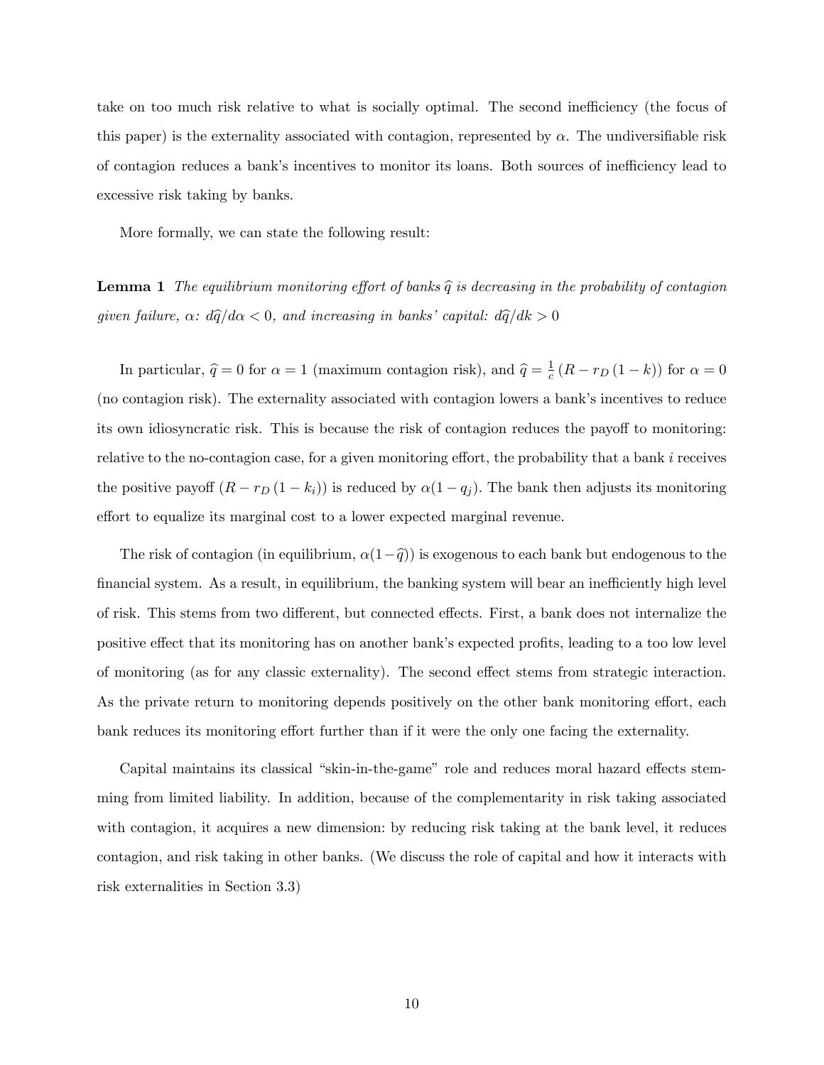take on too much risk relative to what is socially optimal. The second inefficiency (the focus of this paper) is the externality associated with contagion, represented by $\alpha$. The undiversifiable risk of contagion reduces a bank's incentives to monitor its loans. Both sources of inefficiency lead to excessive risk taking by banks.

More formally, we can state the following result:

**Lemma 1** *The equilibrium monitoring effort of banks $\widehat{q}$ is decreasing in the probability of contagion given failure, $\alpha$: $d\widehat{q}/d\alpha < 0$, and increasing in banks' capital: $d\widehat{q}/dk > 0$*

In particular, $\widehat{q} = 0$ for $\alpha = 1$ (maximum contagion risk), and $\widehat{q} = \frac{1}{c}\left(R - r_D\left(1-k\right)\right)$ for $\alpha = 0$ (no contagion risk). The externality associated with contagion lowers a bank's incentives to reduce its own idiosyncratic risk. This is because the risk of contagion reduces the payoff to monitoring: relative to the no-contagion case, for a given monitoring effort, the probability that a bank $i$ receives the positive payoff $\left(R - r_D\left(1-k_i\right)\right)$ is reduced by $\alpha(1-q_j)$. The bank then adjusts its monitoring effort to equalize its marginal cost to a lower expected marginal revenue.

The risk of contagion (in equilibrium, $\alpha(1-\widehat{q})$) is exogenous to each bank but endogenous to the financial system. As a result, in equilibrium, the banking system will bear an inefficiently high level of risk. This stems from two different, but connected effects. First, a bank does not internalize the positive effect that its monitoring has on another bank's expected profits, leading to a too low level of monitoring (as for any classic externality). The second effect stems from strategic interaction. As the private return to monitoring depends positively on the other bank monitoring effort, each bank reduces its monitoring effort further than if it were the only one facing the externality.

Capital maintains its classical "skin-in-the-game" role and reduces moral hazard effects stemming from limited liability. In addition, because of the complementarity in risk taking associated with contagion, it acquires a new dimension: by reducing risk taking at the bank level, it reduces contagion, and risk taking in other banks. (We discuss the role of capital and how it interacts with risk externalities in Section 3.3)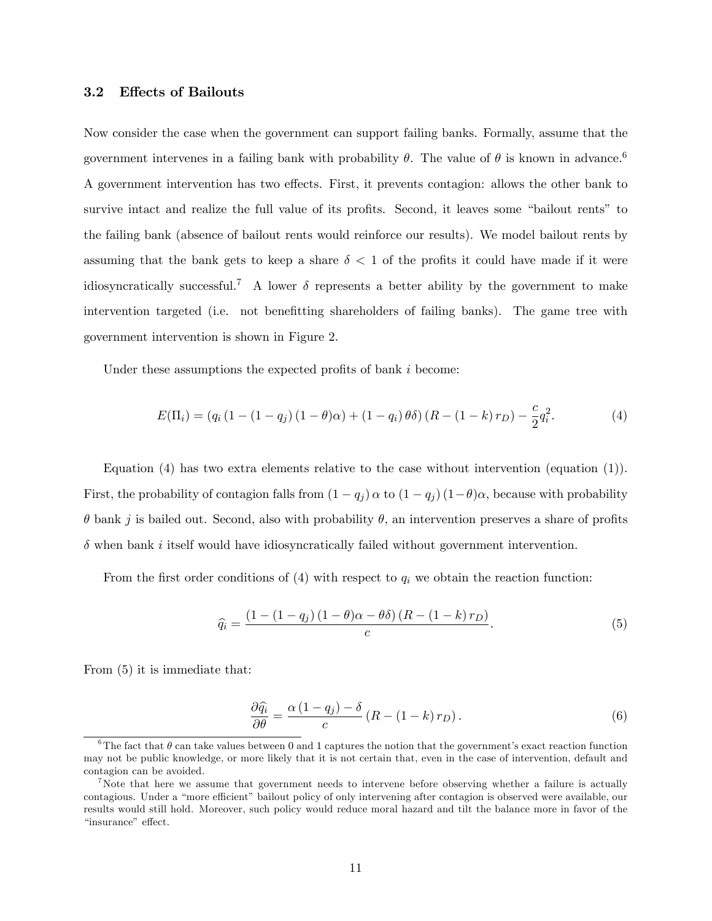### 3.2 Effects of Bailouts

Now consider the case when the government can support failing banks. Formally, assume that the government intervenes in a failing bank with probability $\theta$. The value of $\theta$ is known in advance.[6] A government intervention has two effects. First, it prevents contagion: allows the other bank to survive intact and realize the full value of its profits. Second, it leaves some "bailout rents" to the failing bank (absence of bailout rents would reinforce our results). We model bailout rents by assuming that the bank gets to keep a share $\delta < 1$ of the profits it could have made if it were idiosyncratically successful.[7] A lower $\delta$ represents a better ability by the government to make intervention targeted (i.e. not benefitting shareholders of failing banks). The game tree with government intervention is shown in Figure 2.

Under these assumptions the expected profits of bank $i$ become:

$$E(\Pi_i) = \left(q_i\left(1 - \left(1 - q_j\right)\left(1 - \theta\right)\alpha\right) + \left(1 - q_i\right)\theta\delta\right)\left(R - \left(1 - k\right)r_D\right) - \frac{c}{2}q_i^2. \tag{4}$$

Equation (4) has two extra elements relative to the case without intervention (equation (1)). First, the probability of contagion falls from $\left(1 - q_j\right)\alpha$ to $\left(1 - q_j\right)(1-\theta)\alpha$, because with probability $\theta$ bank $j$ is bailed out. Second, also with probability $\theta$, an intervention preserves a share of profits $\delta$ when bank $i$ itself would have idiosyncratically failed without government intervention.

From the first order conditions of (4) with respect to $q_i$ we obtain the reaction function:

$$\widehat{q}_i = \frac{\left(1 - \left(1 - q_j\right)\left(1 - \theta\right)\alpha - \theta\delta\right)\left(R - \left(1 - k\right)r_D\right)}{c}. \tag{5}$$

From (5) it is immediate that:

$$\frac{\partial\widehat{q}_i}{\partial\theta} = \frac{\alpha\left(1 - q_j\right) - \delta}{c}\left(R - \left(1 - k\right)r_D\right). \tag{6}$$

[6] The fact that $\theta$ can take values between 0 and 1 captures the notion that the government's exact reaction function may not be public knowledge, or more likely that it is not certain that, even in the case of intervention, default and contagion can be avoided.

[7] Note that here we assume that government needs to intervene before observing whether a failure is actually contagious. Under a "more efficient" bailout policy of only intervening after contagion is observed were available, our results would still hold. Moreover, such policy would reduce moral hazard and tilt the balance more in favor of the "insurance" effect.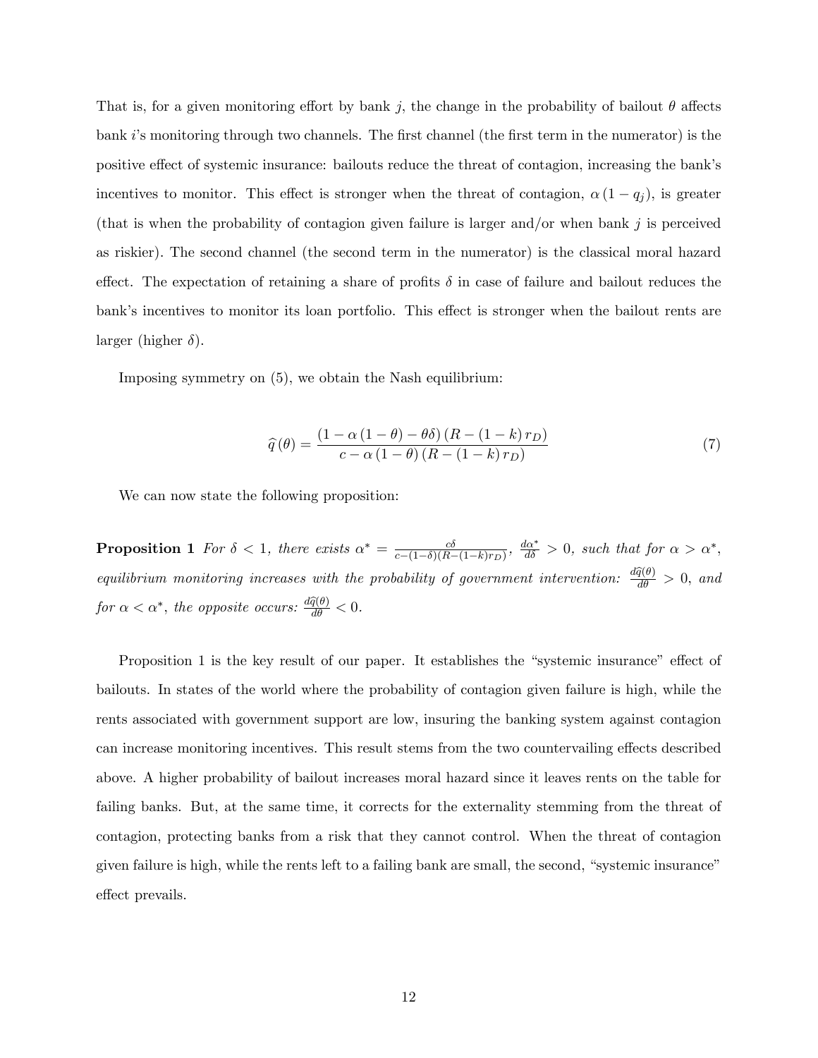That is, for a given monitoring effort by bank $j$, the change in the probability of bailout $\theta$ affects bank $i$'s monitoring through two channels. The first channel (the first term in the numerator) is the positive effect of systemic insurance: bailouts reduce the threat of contagion, increasing the bank's incentives to monitor. This effect is stronger when the threat of contagion, $\alpha(1-q_j)$, is greater (that is when the probability of contagion given failure is larger and/or when bank $j$ is perceived as riskier). The second channel (the second term in the numerator) is the classical moral hazard effect. The expectation of retaining a share of profits $\delta$ in case of failure and bailout reduces the bank's incentives to monitor its loan portfolio. This effect is stronger when the bailout rents are larger (higher $\delta$).

Imposing symmetry on (5), we obtain the Nash equilibrium:

$$\widehat{q}(\theta) = \frac{(1-\alpha(1-\theta)-\theta\delta)(R-(1-k)r_D)}{c-\alpha(1-\theta)(R-(1-k)r_D)} \tag{7}$$

We can now state the following proposition:

**Proposition 1** *For $\delta < 1$, there exists $\alpha^* = \frac{c\delta}{c-(1-\delta)(R-(1-k)r_D)}$, $\frac{d\alpha^*}{d\delta} > 0$, such that for $\alpha > \alpha^*$, equilibrium monitoring increases with the probability of government intervention: $\frac{d\widehat{q}(\theta)}{d\theta} > 0$, and for $\alpha < \alpha^*$, the opposite occurs: $\frac{d\widehat{q}(\theta)}{d\theta} < 0$.*

Proposition 1 is the key result of our paper. It establishes the "systemic insurance" effect of bailouts. In states of the world where the probability of contagion given failure is high, while the rents associated with government support are low, insuring the banking system against contagion can increase monitoring incentives. This result stems from the two countervailing effects described above. A higher probability of bailout increases moral hazard since it leaves rents on the table for failing banks. But, at the same time, it corrects for the externality stemming from the threat of contagion, protecting banks from a risk that they cannot control. When the threat of contagion given failure is high, while the rents left to a failing bank are small, the second, "systemic insurance" effect prevails.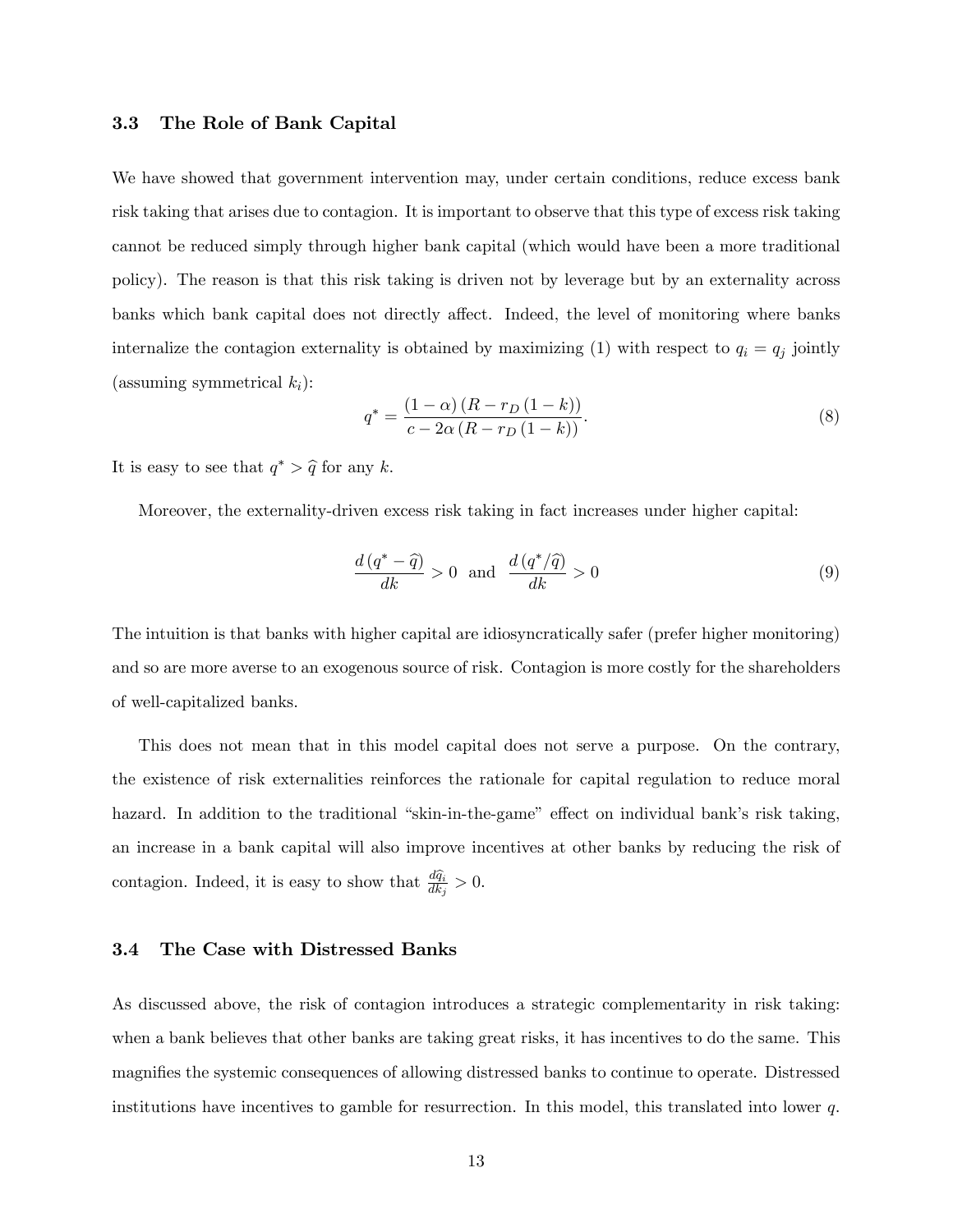### 3.3 The Role of Bank Capital

We have showed that government intervention may, under certain conditions, reduce excess bank risk taking that arises due to contagion. It is important to observe that this type of excess risk taking cannot be reduced simply through higher bank capital (which would have been a more traditional policy). The reason is that this risk taking is driven not by leverage but by an externality across banks which bank capital does not directly affect. Indeed, the level of monitoring where banks internalize the contagion externality is obtained by maximizing (1) with respect to $q_i = q_j$ jointly (assuming symmetrical $k_i$):

$$q^* = \frac{(1-\alpha)\left(R - r_D\left(1-k\right)\right)}{c - 2\alpha\left(R - r_D\left(1-k\right)\right)}. \tag{8}$$

It is easy to see that $q^* > \widehat{q}$ for any $k$.

Moreover, the externality-driven excess risk taking in fact increases under higher capital:

$$\frac{d\left(q^* - \widehat{q}\right)}{dk} > 0 \text{ and } \frac{d\left(q^*/\widehat{q}\right)}{dk} > 0 \tag{9}$$

The intuition is that banks with higher capital are idiosyncratically safer (prefer higher monitoring) and so are more averse to an exogenous source of risk. Contagion is more costly for the shareholders of well-capitalized banks.

This does not mean that in this model capital does not serve a purpose. On the contrary, the existence of risk externalities reinforces the rationale for capital regulation to reduce moral hazard. In addition to the traditional "skin-in-the-game" effect on individual bank's risk taking, an increase in a bank capital will also improve incentives at other banks by reducing the risk of contagion. Indeed, it is easy to show that $\frac{d\widehat{q}_i}{dk_j} > 0$.

### 3.4 The Case with Distressed Banks

As discussed above, the risk of contagion introduces a strategic complementarity in risk taking: when a bank believes that other banks are taking great risks, it has incentives to do the same. This magnifies the systemic consequences of allowing distressed banks to continue to operate. Distressed institutions have incentives to gamble for resurrection. In this model, this translated into lower $q$.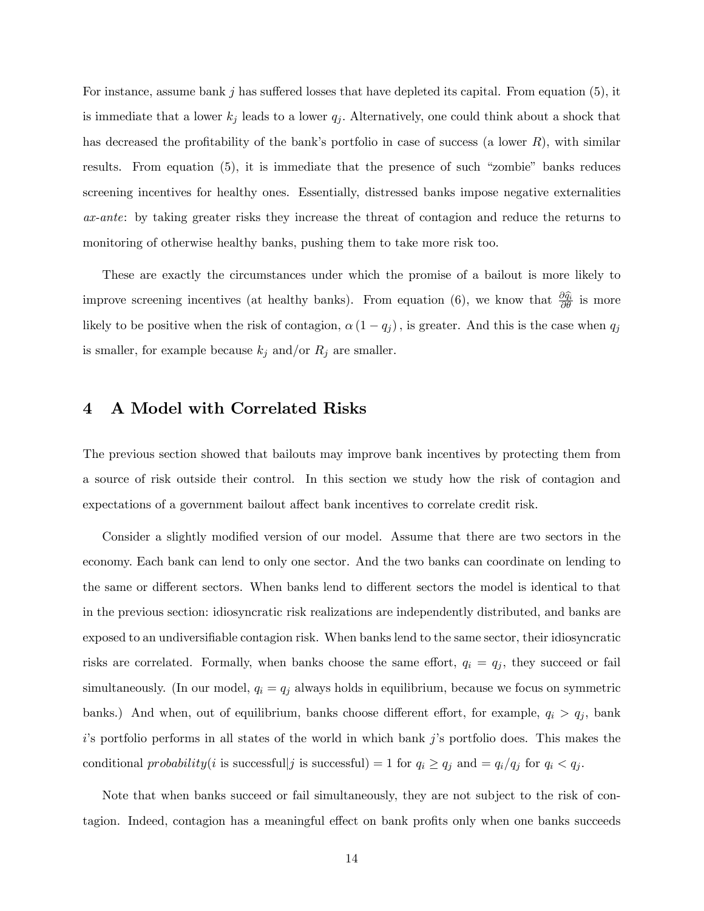For instance, assume bank $j$ has suffered losses that have depleted its capital. From equation (5), it is immediate that a lower $k_j$ leads to a lower $q_j$. Alternatively, one could think about a shock that has decreased the profitability of the bank's portfolio in case of success (a lower $R$), with similar results. From equation (5), it is immediate that the presence of such "zombie" banks reduces screening incentives for healthy ones. Essentially, distressed banks impose negative externalities *ax-ante*: by taking greater risks they increase the threat of contagion and reduce the returns to monitoring of otherwise healthy banks, pushing them to take more risk too.

These are exactly the circumstances under which the promise of a bailout is more likely to improve screening incentives (at healthy banks). From equation (6), we know that $\frac{\partial \widehat{q}_i}{\partial \theta}$ is more likely to be positive when the risk of contagion, $\alpha (1 - q_j)$, is greater. And this is the case when $q_j$ is smaller, for example because $k_j$ and/or $R_j$ are smaller.

## 4 A Model with Correlated Risks

The previous section showed that bailouts may improve bank incentives by protecting them from a source of risk outside their control. In this section we study how the risk of contagion and expectations of a government bailout affect bank incentives to correlate credit risk.

Consider a slightly modified version of our model. Assume that there are two sectors in the economy. Each bank can lend to only one sector. And the two banks can coordinate on lending to the same or different sectors. When banks lend to different sectors the model is identical to that in the previous section: idiosyncratic risk realizations are independently distributed, and banks are exposed to an undiversifiable contagion risk. When banks lend to the same sector, their idiosyncratic risks are correlated. Formally, when banks choose the same effort, $q_i = q_j$, they succeed or fail simultaneously. (In our model, $q_i = q_j$ always holds in equilibrium, because we focus on symmetric banks.) And when, out of equilibrium, banks choose different effort, for example, $q_i > q_j$, bank $i$'s portfolio performs in all states of the world in which bank $j$'s portfolio does. This makes the conditional *probability*($i$ is successful$|j$ is successful) $= 1$ for $q_i \geq q_j$ and $= q_i/q_j$ for $q_i < q_j$.

Note that when banks succeed or fail simultaneously, they are not subject to the risk of contagion. Indeed, contagion has a meaningful effect on bank profits only when one banks succeeds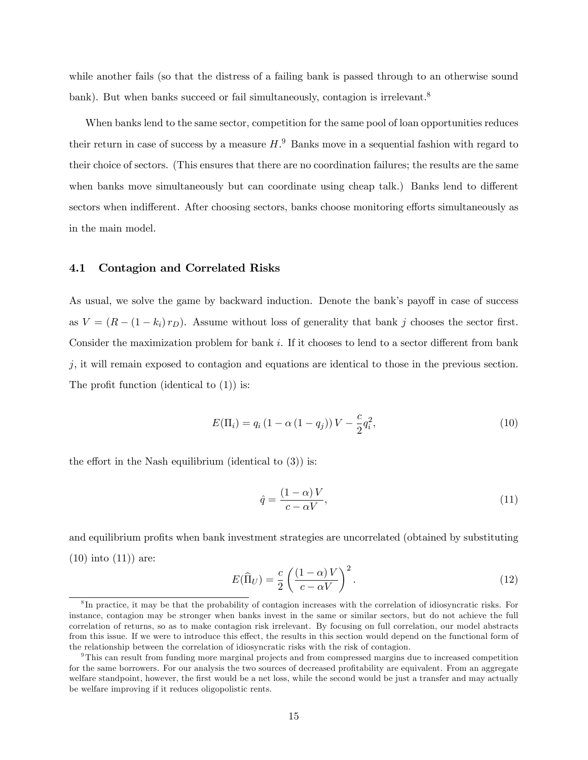while another fails (so that the distress of a failing bank is passed through to an otherwise sound bank). But when banks succeed or fail simultaneously, contagion is irrelevant.[8]

When banks lend to the same sector, competition for the same pool of loan opportunities reduces their return in case of success by a measure $H$.[9] Banks move in a sequential fashion with regard to their choice of sectors. (This ensures that there are no coordination failures; the results are the same when banks move simultaneously but can coordinate using cheap talk.) Banks lend to different sectors when indifferent. After choosing sectors, banks choose monitoring efforts simultaneously as in the main model.

### 4.1 Contagion and Correlated Risks

As usual, we solve the game by backward induction. Denote the bank's payoff in case of success as $V = (R - (1 - k_i) r_D)$. Assume without loss of generality that bank $j$ chooses the sector first. Consider the maximization problem for bank $i$. If it chooses to lend to a sector different from bank $j$, it will remain exposed to contagion and equations are identical to those in the previous section. The profit function (identical to (1)) is:

$$E(\Pi_i) = q_i \left(1 - \alpha \left(1 - q_j\right)\right) V - \frac{c}{2} q_i^2, \tag{10}$$

the effort in the Nash equilibrium (identical to (3)) is:

$$\hat{q} = \frac{(1-\alpha) V}{c - \alpha V}, \tag{11}$$

and equilibrium profits when bank investment strategies are uncorrelated (obtained by substituting (10) into (11)) are:

$$E(\widehat{\Pi}_U) = \frac{c}{2} \left( \frac{(1-\alpha) V}{c - \alpha V} \right)^2. \tag{12}$$

[8] In practice, it may be that the probability of contagion increases with the correlation of idiosyncratic risks. For instance, contagion may be stronger when banks invest in the same or similar sectors, but do not achieve the full correlation of returns, so as to make contagion risk irrelevant. By focusing on full correlation, our model abstracts from this issue. If we were to introduce this effect, the results in this section would depend on the functional form of the relationship between the correlation of idiosyncratic risks with the risk of contagion.

[9] This can result from funding more marginal projects and from compressed margins due to increased competition for the same borrowers. For our analysis the two sources of decreased profitability are equivalent. From an aggregate welfare standpoint, however, the first would be a net loss, while the second would be just a transfer and may actually be welfare improving if it reduces oligopolistic rents.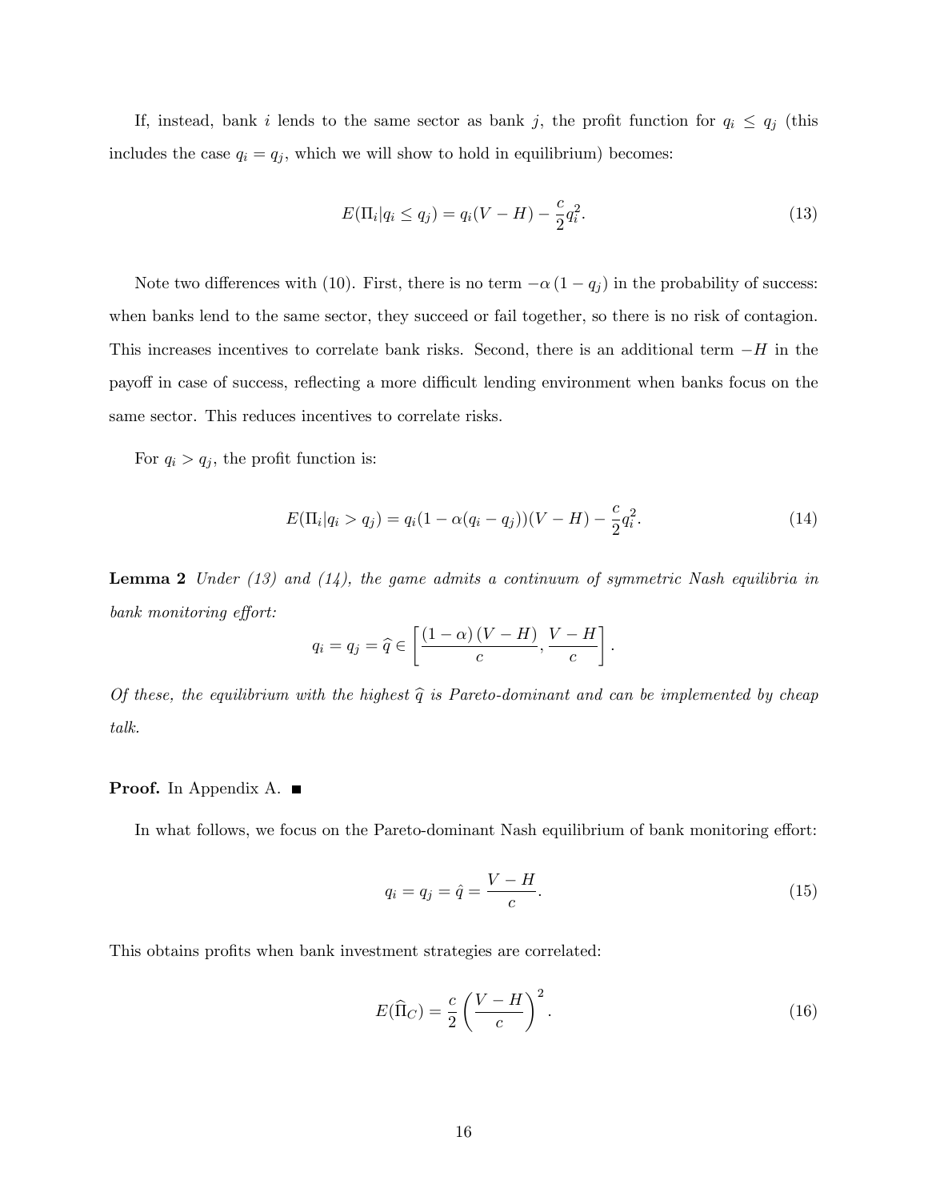If, instead, bank $i$ lends to the same sector as bank $j$, the profit function for $q_i \leq q_j$ (this includes the case $q_i = q_j$, which we will show to hold in equilibrium) becomes:

$$E(\Pi_i|q_i \leq q_j) = q_i(V - H) - \frac{c}{2}q_i^2. \tag{13}$$

Note two differences with (10). First, there is no term $-\alpha(1 - q_j)$ in the probability of success: when banks lend to the same sector, they succeed or fail together, so there is no risk of contagion. This increases incentives to correlate bank risks. Second, there is an additional term $-H$ in the payoff in case of success, reflecting a more difficult lending environment when banks focus on the same sector. This reduces incentives to correlate risks.

For $q_i > q_j$, the profit function is:

$$E(\Pi_i|q_i > q_j) = q_i(1 - \alpha(q_i - q_j))(V - H) - \frac{c}{2}q_i^2. \tag{14}$$

**Lemma 2** *Under (13) and (14), the game admits a continuum of symmetric Nash equilibria in bank monitoring effort:*

$$q_i = q_j = \widehat{q} \in \left[\frac{(1 - \alpha)(V - H)}{c}, \frac{V - H}{c}\right].$$

*Of these, the equilibrium with the highest $\widehat{q}$ is Pareto-dominant and can be implemented by cheap talk.*

**Proof.** In Appendix A. ■

In what follows, we focus on the Pareto-dominant Nash equilibrium of bank monitoring effort:

$$q_i = q_j = \hat{q} = \frac{V - H}{c}. \tag{15}$$

This obtains profits when bank investment strategies are correlated:

$$E(\widehat{\Pi}_C) = \frac{c}{2}\left(\frac{V - H}{c}\right)^2. \tag{16}$$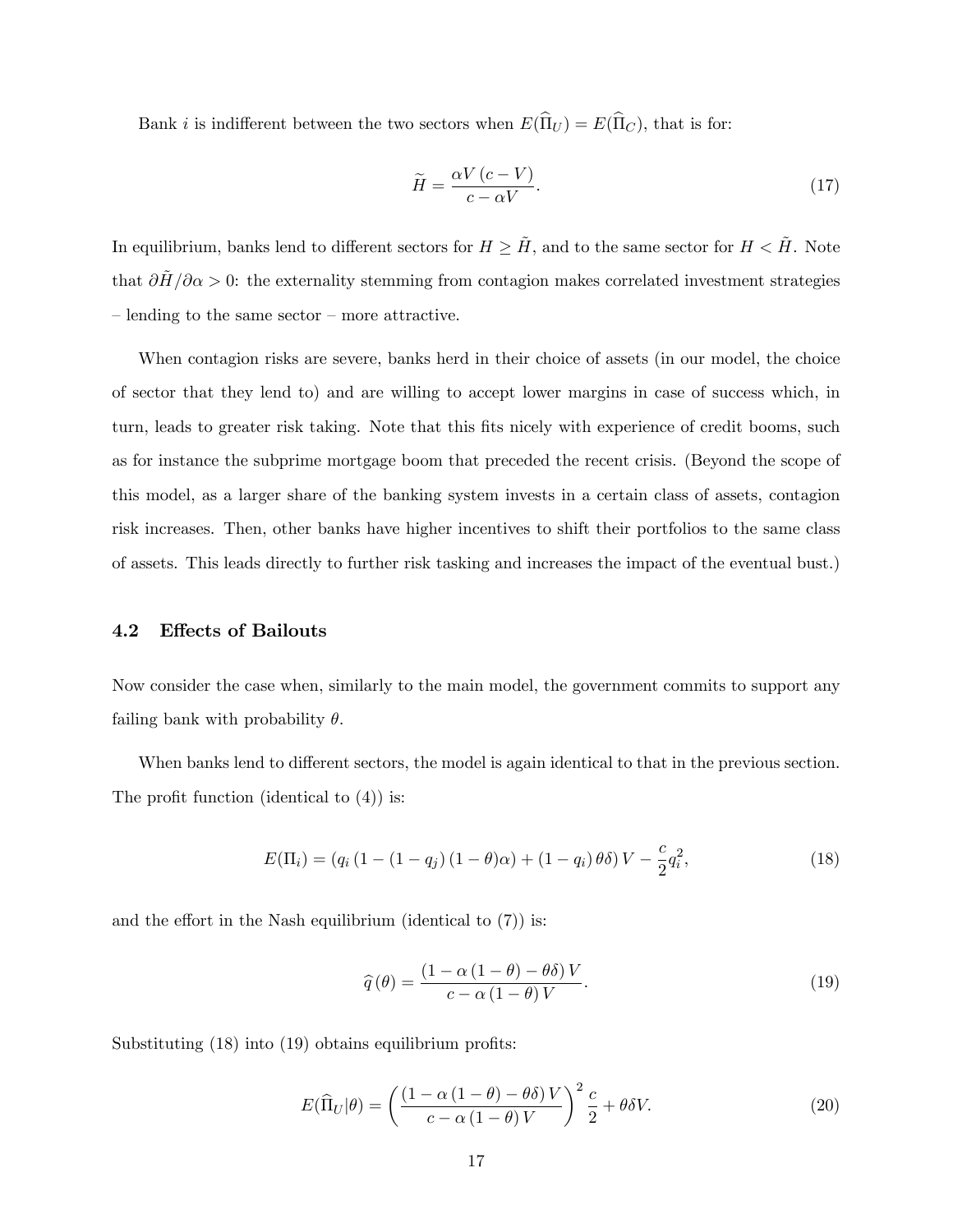Bank $i$ is indifferent between the two sectors when $E(\widehat{\Pi}_U) = E(\widehat{\Pi}_C)$, that is for:

$$\widetilde{H} = \frac{\alpha V (c - V)}{c - \alpha V}. \tag{17}$$

In equilibrium, banks lend to different sectors for $H \geq \tilde{H}$, and to the same sector for $H < \tilde{H}$. Note that $\partial \tilde{H} / \partial \alpha > 0$: the externality stemming from contagion makes correlated investment strategies – lending to the same sector – more attractive.

When contagion risks are severe, banks herd in their choice of assets (in our model, the choice of sector that they lend to) and are willing to accept lower margins in case of success which, in turn, leads to greater risk taking. Note that this fits nicely with experience of credit booms, such as for instance the subprime mortgage boom that preceded the recent crisis. (Beyond the scope of this model, as a larger share of the banking system invests in a certain class of assets, contagion risk increases. Then, other banks have higher incentives to shift their portfolios to the same class of assets. This leads directly to further risk tasking and increases the impact of the eventual bust.)

### 4.2 Effects of Bailouts

Now consider the case when, similarly to the main model, the government commits to support any failing bank with probability $\theta$.

When banks lend to different sectors, the model is again identical to that in the previous section. The profit function (identical to (4)) is:

$$E(\Pi_i) = (q_i (1 - (1 - q_j)(1 - \theta)\alpha) + (1 - q_i)\theta\delta) V - \frac{c}{2} q_i^2, \tag{18}$$

and the effort in the Nash equilibrium (identical to (7)) is:

$$\widehat{q}(\theta) = \frac{(1 - \alpha(1 - \theta) - \theta\delta) V}{c - \alpha(1 - \theta) V}. \tag{19}$$

Substituting (18) into (19) obtains equilibrium profits:

$$E(\widehat{\Pi}_U | \theta) = \left( \frac{(1 - \alpha(1 - \theta) - \theta\delta) V}{c - \alpha(1 - \theta) V} \right)^2 \frac{c}{2} + \theta\delta V. \tag{20}$$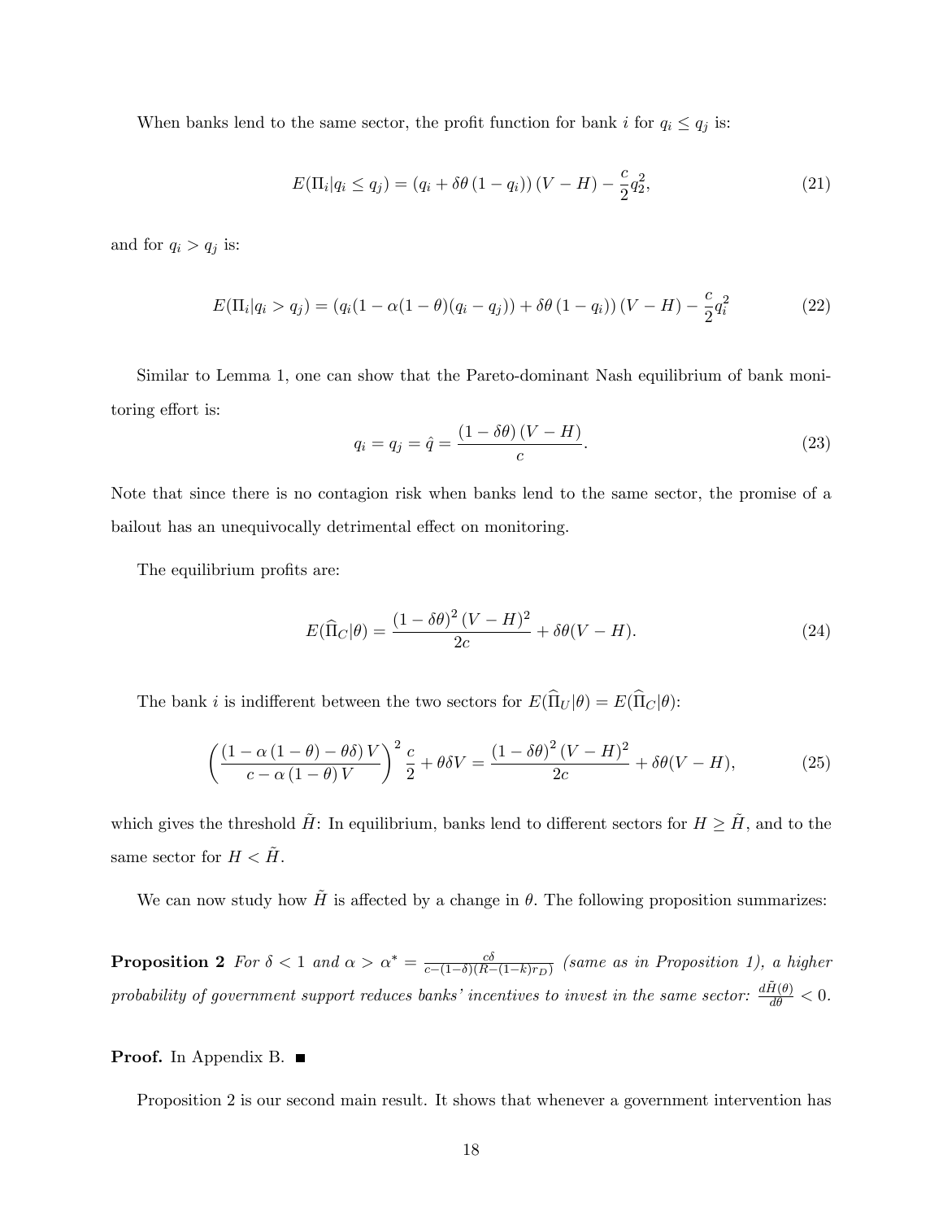When banks lend to the same sector, the profit function for bank $i$ for $q_i \leq q_j$ is:

$$E(\Pi_i|q_i \leq q_j) = (q_i + \delta\theta(1 - q_i))(V - H) - \frac{c}{2}q_2^2, \tag{21}$$

and for $q_i > q_j$ is:

$$E(\Pi_i|q_i > q_j) = (q_i(1 - \alpha(1-\theta)(q_i - q_j)) + \delta\theta(1 - q_i))(V - H) - \frac{c}{2}q_i^2 \tag{22}$$

Similar to Lemma 1, one can show that the Pareto-dominant Nash equilibrium of bank monitoring effort is:

$$q_i = q_j = \hat{q} = \frac{(1 - \delta\theta)(V - H)}{c}. \tag{23}$$

Note that since there is no contagion risk when banks lend to the same sector, the promise of a bailout has an unequivocally detrimental effect on monitoring.

The equilibrium profits are:

$$E(\widehat{\Pi}_C|\theta) = \frac{(1 - \delta\theta)^2 (V - H)^2}{2c} + \delta\theta(V - H). \tag{24}$$

The bank $i$ is indifferent between the two sectors for $E(\widehat{\Pi}_U|\theta) = E(\widehat{\Pi}_C|\theta)$:

$$\left(\frac{(1 - \alpha(1-\theta) - \theta\delta)V}{c - \alpha(1-\theta)V}\right)^2 \frac{c}{2} + \theta\delta V = \frac{(1 - \delta\theta)^2 (V - H)^2}{2c} + \delta\theta(V - H), \tag{25}$$

which gives the threshold $\tilde{H}$: In equilibrium, banks lend to different sectors for $H \geq \tilde{H}$, and to the same sector for $H < \tilde{H}$.

We can now study how $\tilde{H}$ is affected by a change in $\theta$. The following proposition summarizes:

**Proposition 2** *For $\delta < 1$ and $\alpha > \alpha^* = \frac{c\delta}{c-(1-\delta)(R-(1-k)r_D)}$ (same as in Proposition 1), a higher probability of government support reduces banks' incentives to invest in the same sector: $\frac{d\tilde{H}(\theta)}{d\theta} < 0$.*

**Proof.** In Appendix B. ■

Proposition 2 is our second main result. It shows that whenever a government intervention has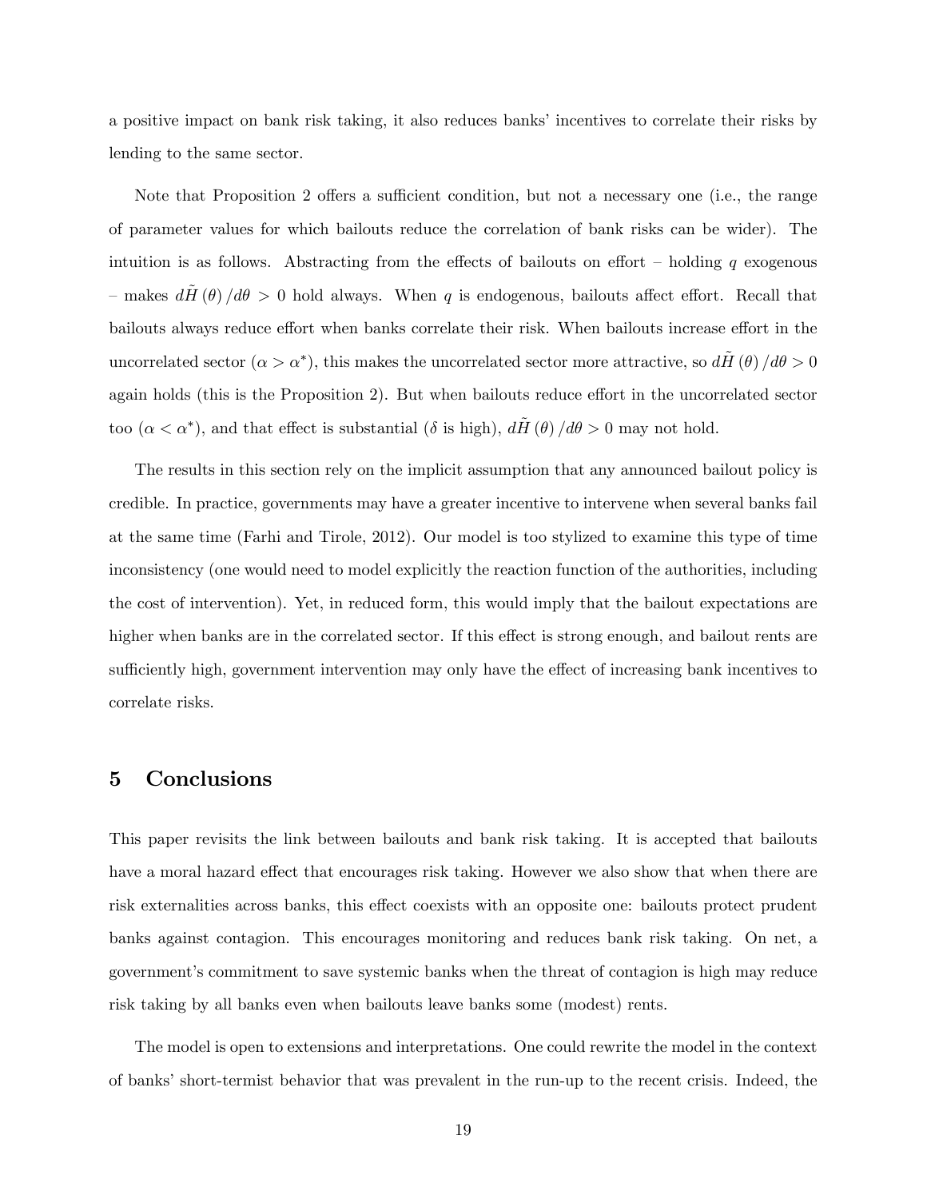a positive impact on bank risk taking, it also reduces banks' incentives to correlate their risks by lending to the same sector.

Note that Proposition 2 offers a sufficient condition, but not a necessary one (i.e., the range of parameter values for which bailouts reduce the correlation of bank risks can be wider). The intuition is as follows. Abstracting from the effects of bailouts on effort – holding $q$ exogenous – makes $d\tilde{H}(\theta)/d\theta > 0$ hold always. When $q$ is endogenous, bailouts affect effort. Recall that bailouts always reduce effort when banks correlate their risk. When bailouts increase effort in the uncorrelated sector ($\alpha > \alpha^*$), this makes the uncorrelated sector more attractive, so $d\tilde{H}(\theta)/d\theta > 0$ again holds (this is the Proposition 2). But when bailouts reduce effort in the uncorrelated sector too ($\alpha < \alpha^*$), and that effect is substantial ($\delta$ is high), $d\tilde{H}(\theta)/d\theta > 0$ may not hold.

The results in this section rely on the implicit assumption that any announced bailout policy is credible. In practice, governments may have a greater incentive to intervene when several banks fail at the same time (Farhi and Tirole, 2012). Our model is too stylized to examine this type of time inconsistency (one would need to model explicitly the reaction function of the authorities, including the cost of intervention). Yet, in reduced form, this would imply that the bailout expectations are higher when banks are in the correlated sector. If this effect is strong enough, and bailout rents are sufficiently high, government intervention may only have the effect of increasing bank incentives to correlate risks.

# 5 Conclusions

This paper revisits the link between bailouts and bank risk taking. It is accepted that bailouts have a moral hazard effect that encourages risk taking. However we also show that when there are risk externalities across banks, this effect coexists with an opposite one: bailouts protect prudent banks against contagion. This encourages monitoring and reduces bank risk taking. On net, a government's commitment to save systemic banks when the threat of contagion is high may reduce risk taking by all banks even when bailouts leave banks some (modest) rents.

The model is open to extensions and interpretations. One could rewrite the model in the context of banks' short-termist behavior that was prevalent in the run-up to the recent crisis. Indeed, the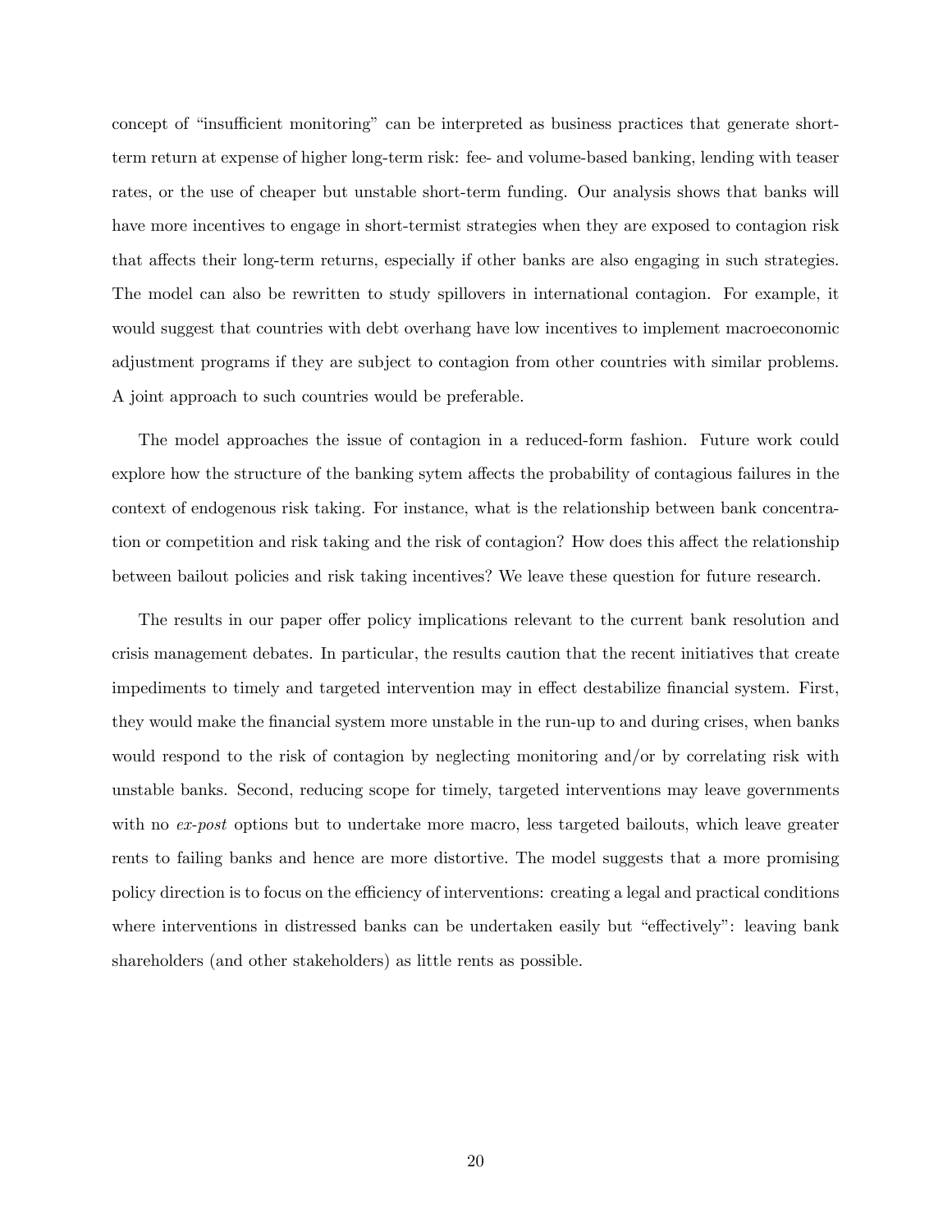concept of "insufficient monitoring" can be interpreted as business practices that generate short-term return at expense of higher long-term risk: fee- and volume-based banking, lending with teaser rates, or the use of cheaper but unstable short-term funding. Our analysis shows that banks will have more incentives to engage in short-termist strategies when they are exposed to contagion risk that affects their long-term returns, especially if other banks are also engaging in such strategies. The model can also be rewritten to study spillovers in international contagion. For example, it would suggest that countries with debt overhang have low incentives to implement macroeconomic adjustment programs if they are subject to contagion from other countries with similar problems. A joint approach to such countries would be preferable.

The model approaches the issue of contagion in a reduced-form fashion. Future work could explore how the structure of the banking sytem affects the probability of contagious failures in the context of endogenous risk taking. For instance, what is the relationship between bank concentration or competition and risk taking and the risk of contagion? How does this affect the relationship between bailout policies and risk taking incentives? We leave these question for future research.

The results in our paper offer policy implications relevant to the current bank resolution and crisis management debates. In particular, the results caution that the recent initiatives that create impediments to timely and targeted intervention may in effect destabilize financial system. First, they would make the financial system more unstable in the run-up to and during crises, when banks would respond to the risk of contagion by neglecting monitoring and/or by correlating risk with unstable banks. Second, reducing scope for timely, targeted interventions may leave governments with no *ex-post* options but to undertake more macro, less targeted bailouts, which leave greater rents to failing banks and hence are more distortive. The model suggests that a more promising policy direction is to focus on the efficiency of interventions: creating a legal and practical conditions where interventions in distressed banks can be undertaken easily but "effectively": leaving bank shareholders (and other stakeholders) as little rents as possible.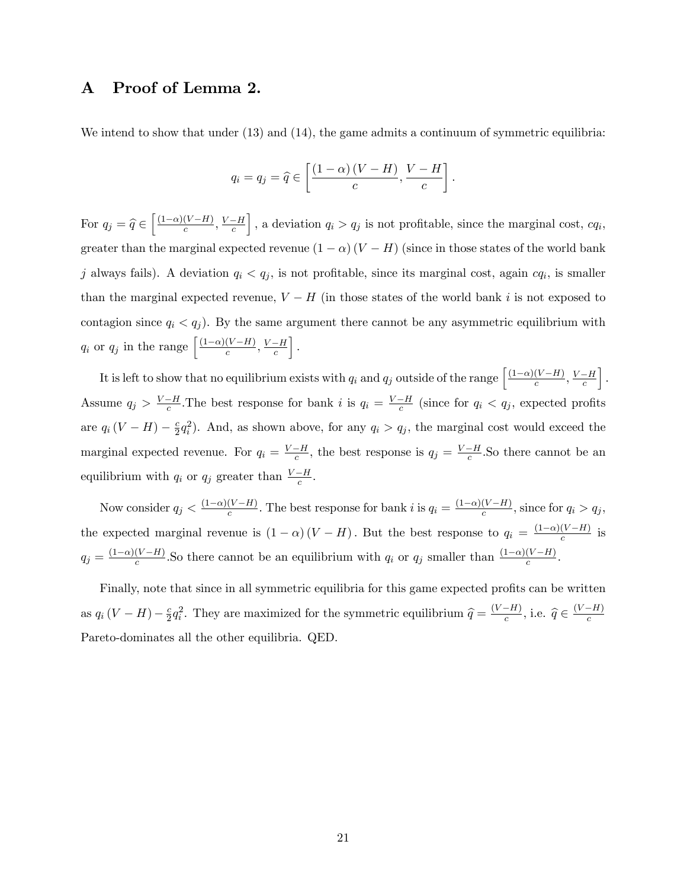# A Proof of Lemma 2.

We intend to show that under (13) and (14), the game admits a continuum of symmetric equilibria:

$$q_i = q_j = \widehat{q} \in \left[ \frac{(1-\alpha)(V-H)}{c}, \frac{V-H}{c} \right].$$

For $q_j = \widehat{q} \in \left[ \frac{(1-\alpha)(V-H)}{c}, \frac{V-H}{c} \right]$, a deviation $q_i > q_j$ is not profitable, since the marginal cost, $cq_i$, greater than the marginal expected revenue $(1-\alpha)(V-H)$ (since in those states of the world bank $j$ always fails). A deviation $q_i < q_j$, is not profitable, since its marginal cost, again $cq_i$, is smaller than the marginal expected revenue, $V - H$ (in those states of the world bank $i$ is not exposed to contagion since $q_i < q_j$). By the same argument there cannot be any asymmetric equilibrium with $q_i$ or $q_j$ in the range $\left[ \frac{(1-\alpha)(V-H)}{c}, \frac{V-H}{c} \right]$.

It is left to show that no equilibrium exists with $q_i$ and $q_j$ outside of the range $\left[ \frac{(1-\alpha)(V-H)}{c}, \frac{V-H}{c} \right]$. Assume $q_j > \frac{V-H}{c}$.The best response for bank $i$ is $q_i = \frac{V-H}{c}$ (since for $q_i < q_j$, expected profits are $q_i (V-H) - \frac{c}{2} q_i^2$). And, as shown above, for any $q_i > q_j$, the marginal cost would exceed the marginal expected revenue. For $q_i = \frac{V-H}{c}$, the best response is $q_j = \frac{V-H}{c}$.So there cannot be an equilibrium with $q_i$ or $q_j$ greater than $\frac{V-H}{c}$.

Now consider $q_j < \frac{(1-\alpha)(V-H)}{c}$. The best response for bank $i$ is $q_i = \frac{(1-\alpha)(V-H)}{c}$, since for $q_i > q_j$, the expected marginal revenue is $(1-\alpha)(V-H)$. But the best response to $q_i = \frac{(1-\alpha)(V-H)}{c}$ is $q_j = \frac{(1-\alpha)(V-H)}{c}$.So there cannot be an equilibrium with $q_i$ or $q_j$ smaller than $\frac{(1-\alpha)(V-H)}{c}$.

Finally, note that since in all symmetric equilibria for this game expected profits can be written as $q_i (V-H) - \frac{c}{2} q_i^2$. They are maximized for the symmetric equilibrium $\widehat{q} = \frac{(V-H)}{c}$, i.e. $\widehat{q} \in \frac{(V-H)}{c}$ Pareto-dominates all the other equilibria. QED.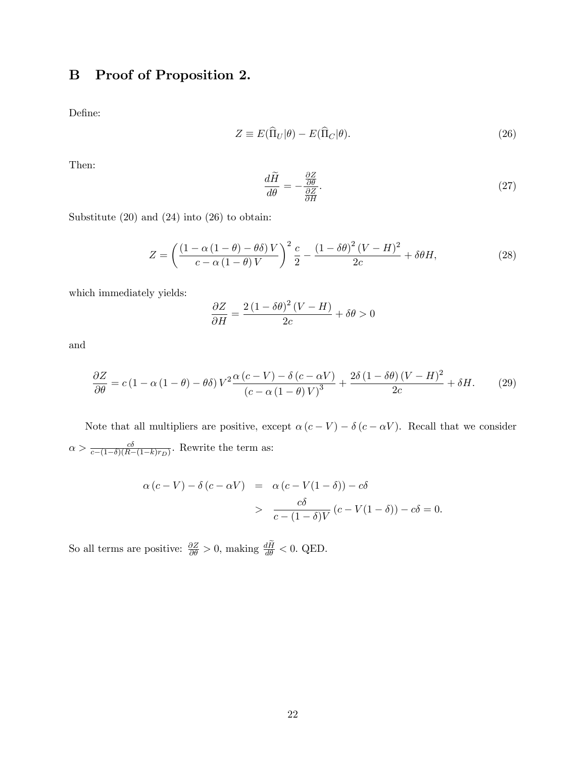# B Proof of Proposition 2.

Define:

$$Z \equiv E(\widehat{\Pi}_U|\theta) - E(\widehat{\Pi}_C|\theta). \tag{26}$$

Then:

$$\frac{d\widetilde{H}}{d\theta} = -\frac{\frac{\partial Z}{\partial \theta}}{\frac{\partial Z}{\partial H}}. \tag{27}$$

Substitute (20) and (24) into (26) to obtain:

$$Z = \left(\frac{(1-\alpha(1-\theta)-\theta\delta)V}{c-\alpha(1-\theta)V}\right)^2 \frac{c}{2} - \frac{(1-\delta\theta)^2 (V-H)^2}{2c} + \delta\theta H, \tag{28}$$

which immediately yields:

$$\frac{\partial Z}{\partial H} = \frac{2(1-\delta\theta)^2 (V-H)}{2c} + \delta\theta > 0$$

and

$$\frac{\partial Z}{\partial \theta} = c(1-\alpha(1-\theta)-\theta\delta)V^2 \frac{\alpha(c-V)-\delta(c-\alpha V)}{(c-\alpha(1-\theta)V)^3} + \frac{2\delta(1-\delta\theta)(V-H)^2}{2c} + \delta H. \tag{29}$$

Note that all multipliers are positive, except $\alpha(c-V)-\delta(c-\alpha V)$. Recall that we consider $\alpha > \frac{c\delta}{c-(1-\delta)(R-(1-k)r_D)}$. Rewrite the term as:

$$\begin{aligned}
\alpha(c-V)-\delta(c-\alpha V) &= \alpha(c-V(1-\delta))-c\delta \\
&> \frac{c\delta}{c-(1-\delta)V}(c-V(1-\delta))-c\delta = 0.
\end{aligned}$$

So all terms are positive: $\frac{\partial Z}{\partial \theta} > 0$, making $\frac{d\widetilde{H}}{d\theta} < 0$. QED.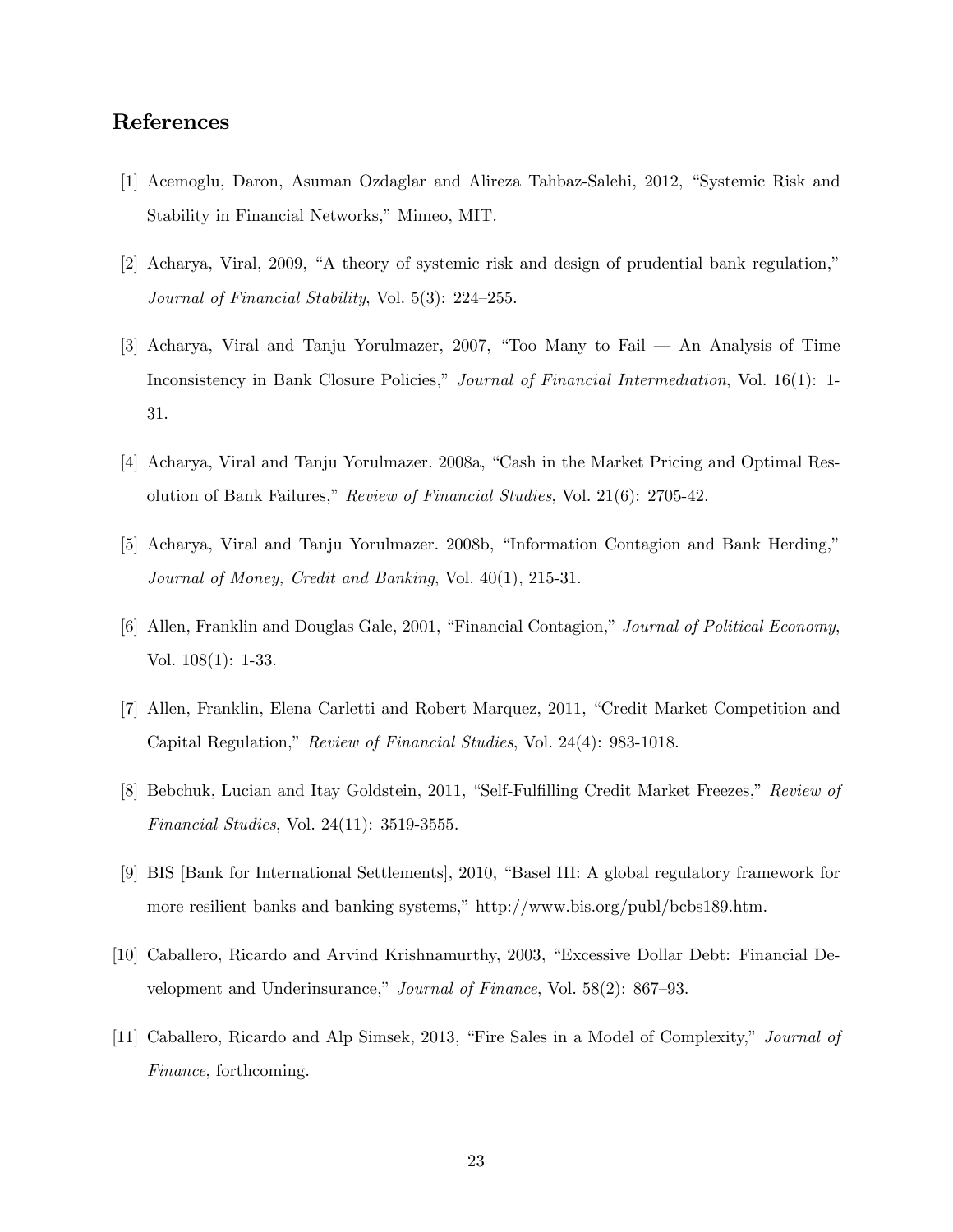## References

[1] Acemoglu, Daron, Asuman Ozdaglar and Alireza Tahbaz-Salehi, 2012, "Systemic Risk and Stability in Financial Networks," Mimeo, MIT.

[2] Acharya, Viral, 2009, "A theory of systemic risk and design of prudential bank regulation," *Journal of Financial Stability*, Vol. 5(3): 224–255.

[3] Acharya, Viral and Tanju Yorulmazer, 2007, "Too Many to Fail — An Analysis of Time Inconsistency in Bank Closure Policies," *Journal of Financial Intermediation*, Vol. 16(1): 1-31.

[4] Acharya, Viral and Tanju Yorulmazer. 2008a, "Cash in the Market Pricing and Optimal Resolution of Bank Failures," *Review of Financial Studies*, Vol. 21(6): 2705-42.

[5] Acharya, Viral and Tanju Yorulmazer. 2008b, "Information Contagion and Bank Herding," *Journal of Money, Credit and Banking*, Vol. 40(1), 215-31.

[6] Allen, Franklin and Douglas Gale, 2001, "Financial Contagion," *Journal of Political Economy*, Vol. 108(1): 1-33.

[7] Allen, Franklin, Elena Carletti and Robert Marquez, 2011, "Credit Market Competition and Capital Regulation," *Review of Financial Studies*, Vol. 24(4): 983-1018.

[8] Bebchuk, Lucian and Itay Goldstein, 2011, "Self-Fulfilling Credit Market Freezes," *Review of Financial Studies*, Vol. 24(11): 3519-3555.

[9] BIS [Bank for International Settlements], 2010, "Basel III: A global regulatory framework for more resilient banks and banking systems," http://www.bis.org/publ/bcbs189.htm.

[10] Caballero, Ricardo and Arvind Krishnamurthy, 2003, "Excessive Dollar Debt: Financial Development and Underinsurance," *Journal of Finance*, Vol. 58(2): 867–93.

[11] Caballero, Ricardo and Alp Simsek, 2013, "Fire Sales in a Model of Complexity," *Journal of Finance*, forthcoming.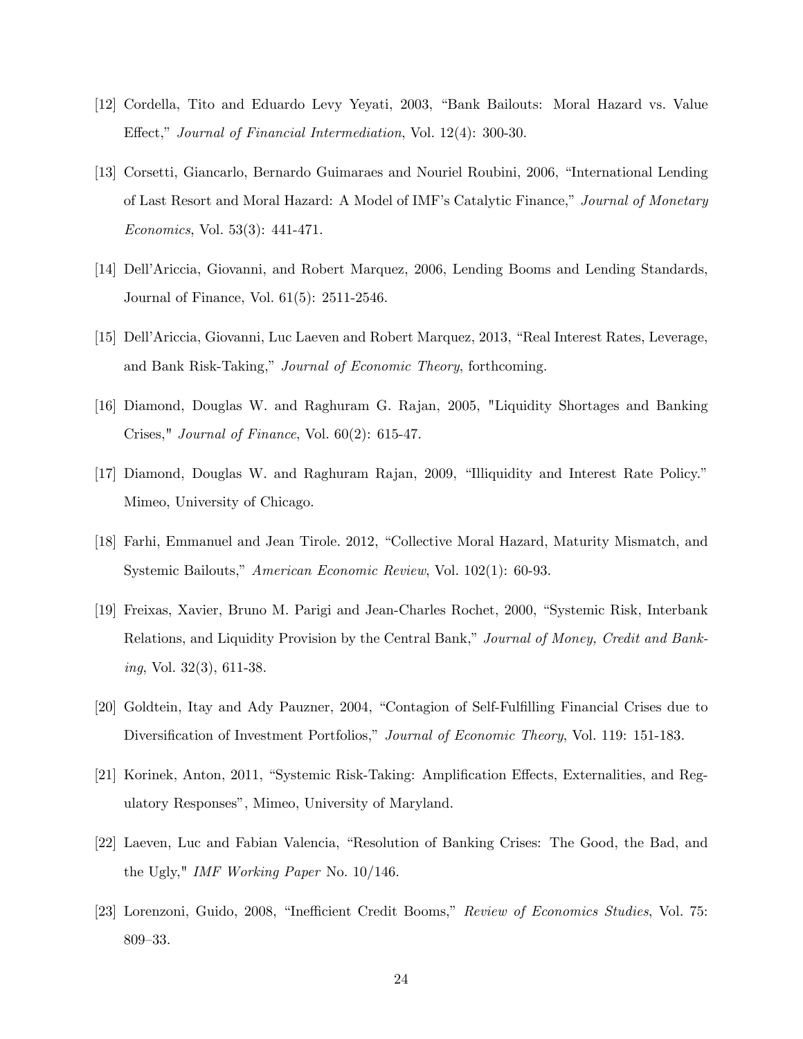[12] Cordella, Tito and Eduardo Levy Yeyati, 2003, "Bank Bailouts: Moral Hazard vs. Value Effect," *Journal of Financial Intermediation*, Vol. 12(4): 300-30.

[13] Corsetti, Giancarlo, Bernardo Guimaraes and Nouriel Roubini, 2006, "International Lending of Last Resort and Moral Hazard: A Model of IMF's Catalytic Finance," *Journal of Monetary Economics*, Vol. 53(3): 441-471.

[14] Dell'Ariccia, Giovanni, and Robert Marquez, 2006, Lending Booms and Lending Standards, Journal of Finance, Vol. 61(5): 2511-2546.

[15] Dell'Ariccia, Giovanni, Luc Laeven and Robert Marquez, 2013, "Real Interest Rates, Leverage, and Bank Risk-Taking," *Journal of Economic Theory*, forthcoming.

[16] Diamond, Douglas W. and Raghuram G. Rajan, 2005, "Liquidity Shortages and Banking Crises," *Journal of Finance*, Vol. 60(2): 615-47.

[17] Diamond, Douglas W. and Raghuram Rajan, 2009, "Illiquidity and Interest Rate Policy." Mimeo, University of Chicago.

[18] Farhi, Emmanuel and Jean Tirole. 2012, "Collective Moral Hazard, Maturity Mismatch, and Systemic Bailouts," *American Economic Review*, Vol. 102(1): 60-93.

[19] Freixas, Xavier, Bruno M. Parigi and Jean-Charles Rochet, 2000, "Systemic Risk, Interbank Relations, and Liquidity Provision by the Central Bank," *Journal of Money, Credit and Banking*, Vol. 32(3), 611-38.

[20] Goldtein, Itay and Ady Pauzner, 2004, "Contagion of Self-Fulfilling Financial Crises due to Diversification of Investment Portfolios," *Journal of Economic Theory*, Vol. 119: 151-183.

[21] Korinek, Anton, 2011, "Systemic Risk-Taking: Amplification Effects, Externalities, and Regulatory Responses", Mimeo, University of Maryland.

[22] Laeven, Luc and Fabian Valencia, "Resolution of Banking Crises: The Good, the Bad, and the Ugly," *IMF Working Paper* No. 10/146.

[23] Lorenzoni, Guido, 2008, "Inefficient Credit Booms," *Review of Economics Studies*, Vol. 75: 809–33.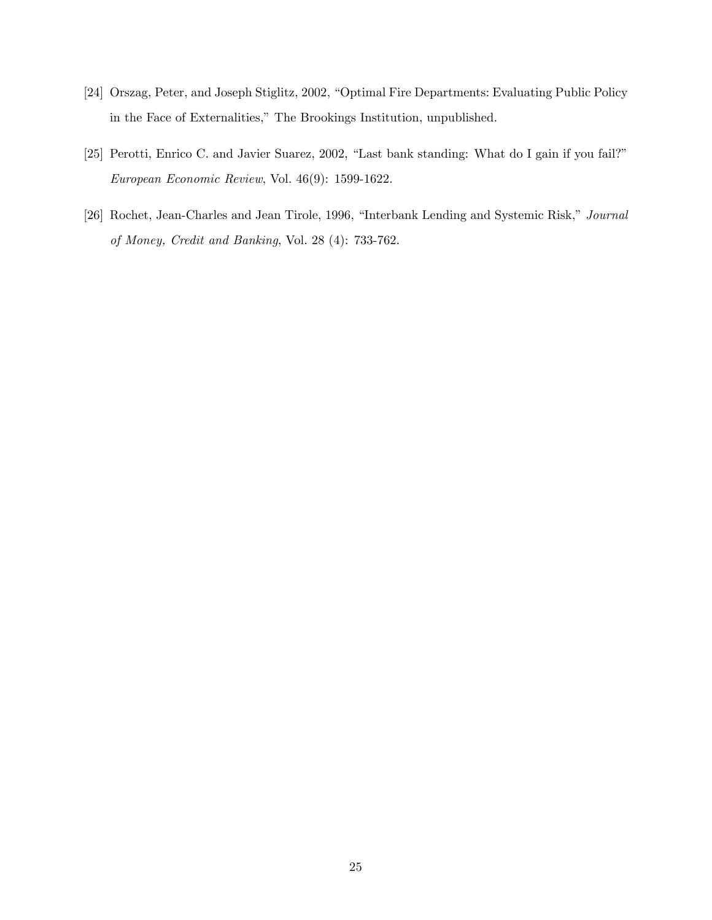[24] Orszag, Peter, and Joseph Stiglitz, 2002, "Optimal Fire Departments: Evaluating Public Policy in the Face of Externalities," The Brookings Institution, unpublished.

[25] Perotti, Enrico C. and Javier Suarez, 2002, "Last bank standing: What do I gain if you fail?" *European Economic Review*, Vol. 46(9): 1599-1622.

[26] Rochet, Jean-Charles and Jean Tirole, 1996, "Interbank Lending and Systemic Risk," *Journal of Money, Credit and Banking*, Vol. 28 (4): 733-762.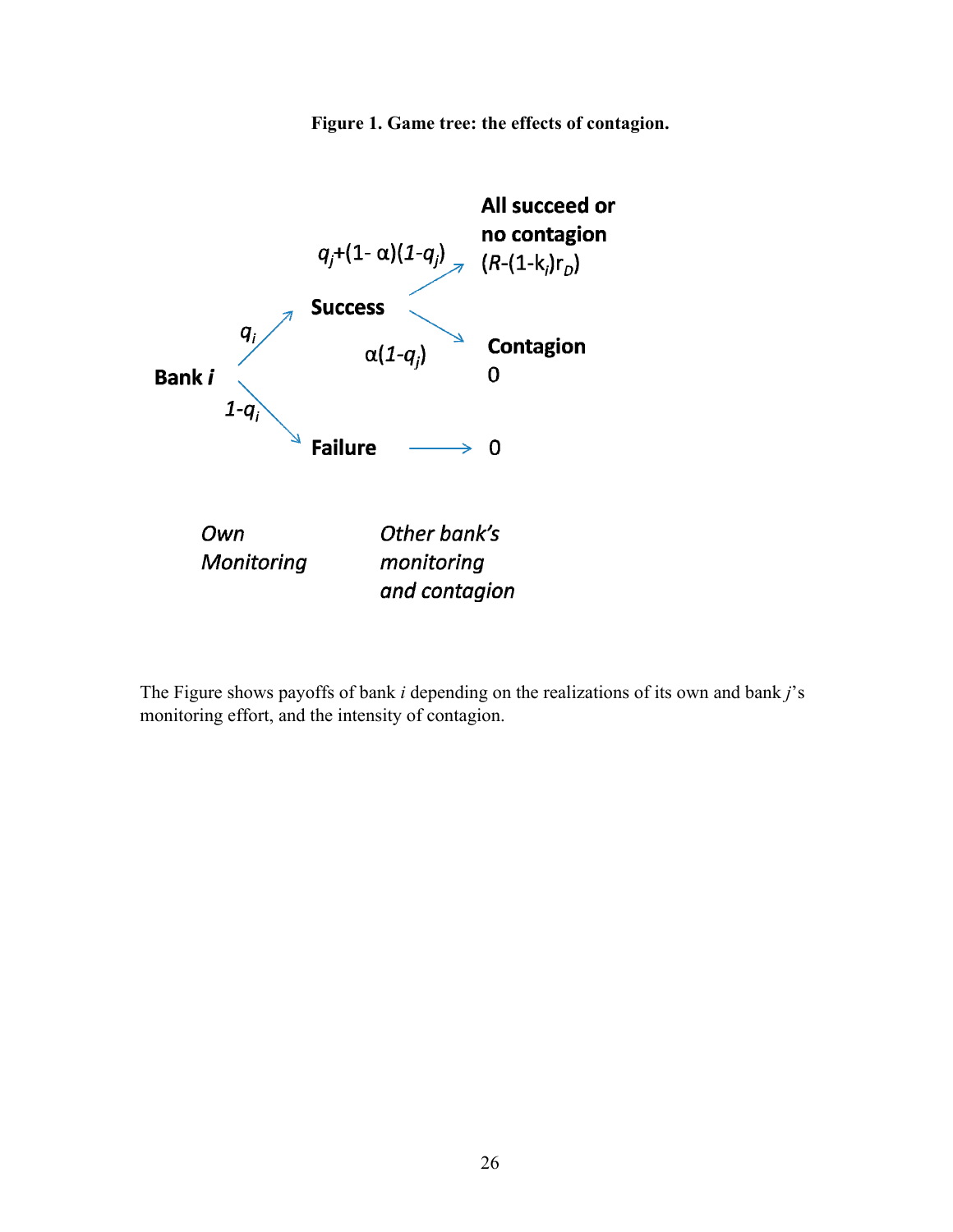**Figure 1. Game tree: the effects of contagion.**

Bank $i$

- $q_i$ → **Success**
  - $q_j+(1-\alpha)(1-q_j)$ → **All succeed or no contagion** $(R-(1-k_i)r_D)$
  - $\alpha(1-q_j)$ → **Contagion** 0
- $1-q_i$ → **Failure** → 0

*Own Monitoring* | *Other bank's monitoring and contagion*

The Figure shows payoffs of bank $i$ depending on the realizations of its own and bank $j$'s monitoring effort, and the intensity of contagion.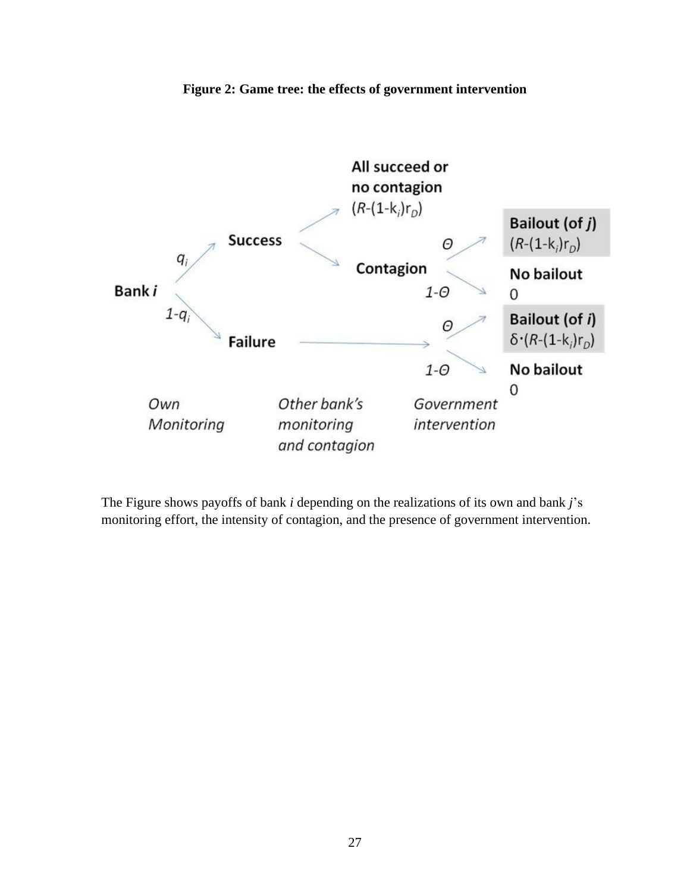**Figure 2: Game tree: the effects of government intervention**

Bank *i*

$q_i$

$1\text{-}q_i$

**Success**

**Failure**

**All succeed or no contagion**

$(R\text{-}(1\text{-}k_i)r_D)$

**Contagion**

$\Theta$

$1\text{-}\Theta$

$\Theta$

$1\text{-}\Theta$

**Bailout (of *j*)**

$(R\text{-}(1\text{-}k_i)r_D)$

**No bailout**

0

**Bailout (of *i*)**

$\delta\cdot(R\text{-}(1\text{-}k_i)r_D)$

**No bailout**

0

*Own Monitoring*

*Other bank's monitoring and contagion*

*Government intervention*

The Figure shows payoffs of bank *i* depending on the realizations of its own and bank *j*'s monitoring effort, the intensity of contagion, and the presence of government intervention.